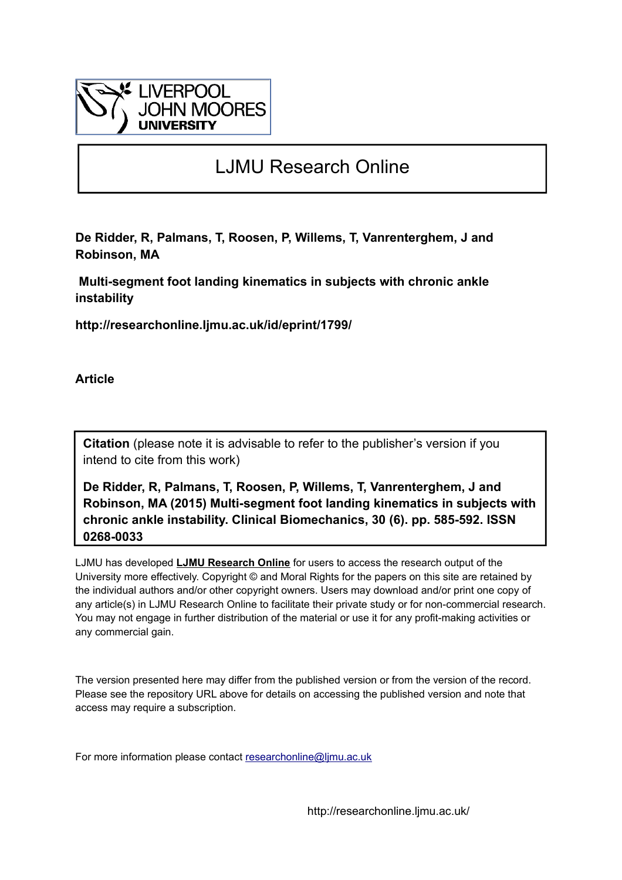LIVERPOOL JOHN MOORES UNIVERSITY

# LJMU Research Online

**De Ridder, R, Palmans, T, Roosen, P, Willems, T, Vanrenterghem, J and Robinson, MA**

**Multi-segment foot landing kinematics in subjects with chronic ankle instability**

**http://researchonline.ljmu.ac.uk/id/eprint/1799/**

**Article**

**Citation** (please note it is advisable to refer to the publisher's version if you intend to cite from this work)

**De Ridder, R, Palmans, T, Roosen, P, Willems, T, Vanrenterghem, J and Robinson, MA (2015) Multi-segment foot landing kinematics in subjects with chronic ankle instability. Clinical Biomechanics, 30 (6). pp. 585-592. ISSN 0268-0033**

LJMU has developed **LJMU Research Online** for users to access the research output of the University more effectively. Copyright © and Moral Rights for the papers on this site are retained by the individual authors and/or other copyright owners. Users may download and/or print one copy of any article(s) in LJMU Research Online to facilitate their private study or for non-commercial research. You may not engage in further distribution of the material or use it for any profit-making activities or any commercial gain.

The version presented here may differ from the published version or from the version of the record. Please see the repository URL above for details on accessing the published version and note that access may require a subscription.

For more information please contact researchonline@ljmu.ac.uk

http://researchonline.ljmu.ac.uk/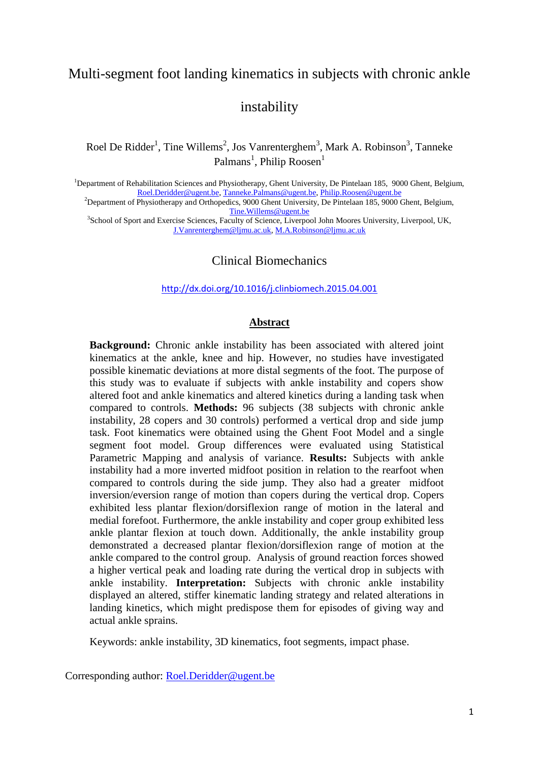# Multi-segment foot landing kinematics in subjects with chronic ankle instability

Roel De Ridder[1], Tine Willems[2], Jos Vanrenterghem[3], Mark A. Robinson[3], Tanneke Palmans[1], Philip Roosen[1]

[1]Department of Rehabilitation Sciences and Physiotherapy, Ghent University, De Pintelaan 185, 9000 Ghent, Belgium, Roel.Deridder@ugent.be, Tanneke.Palmans@ugent.be, Philip.Roosen@ugent.be
[2]Department of Physiotherapy and Orthopedics, 9000 Ghent University, De Pintelaan 185, 9000 Ghent, Belgium, Tine.Willems@ugent.be
[3]School of Sport and Exercise Sciences, Faculty of Science, Liverpool John Moores University, Liverpool, UK, J.Vanrenterghem@ljmu.ac.uk, M.A.Robinson@ljmu.ac.uk

Clinical Biomechanics

http://dx.doi.org/10.1016/j.clinbiomech.2015.04.001

## Abstract

**Background:** Chronic ankle instability has been associated with altered joint kinematics at the ankle, knee and hip. However, no studies have investigated possible kinematic deviations at more distal segments of the foot. The purpose of this study was to evaluate if subjects with ankle instability and copers show altered foot and ankle kinematics and altered kinetics during a landing task when compared to controls. **Methods:** 96 subjects (38 subjects with chronic ankle instability, 28 copers and 30 controls) performed a vertical drop and side jump task. Foot kinematics were obtained using the Ghent Foot Model and a single segment foot model. Group differences were evaluated using Statistical Parametric Mapping and analysis of variance. **Results:** Subjects with ankle instability had a more inverted midfoot position in relation to the rearfoot when compared to controls during the side jump. They also had a greater midfoot inversion/eversion range of motion than copers during the vertical drop. Copers exhibited less plantar flexion/dorsiflexion range of motion in the lateral and medial forefoot. Furthermore, the ankle instability and coper group exhibited less ankle plantar flexion at touch down. Additionally, the ankle instability group demonstrated a decreased plantar flexion/dorsiflexion range of motion at the ankle compared to the control group. Analysis of ground reaction forces showed a higher vertical peak and loading rate during the vertical drop in subjects with ankle instability. **Interpretation:** Subjects with chronic ankle instability displayed an altered, stiffer kinematic landing strategy and related alterations in landing kinetics, which might predispose them for episodes of giving way and actual ankle sprains.

Keywords: ankle instability, 3D kinematics, foot segments, impact phase.

Corresponding author: Roel.Deridder@ugent.be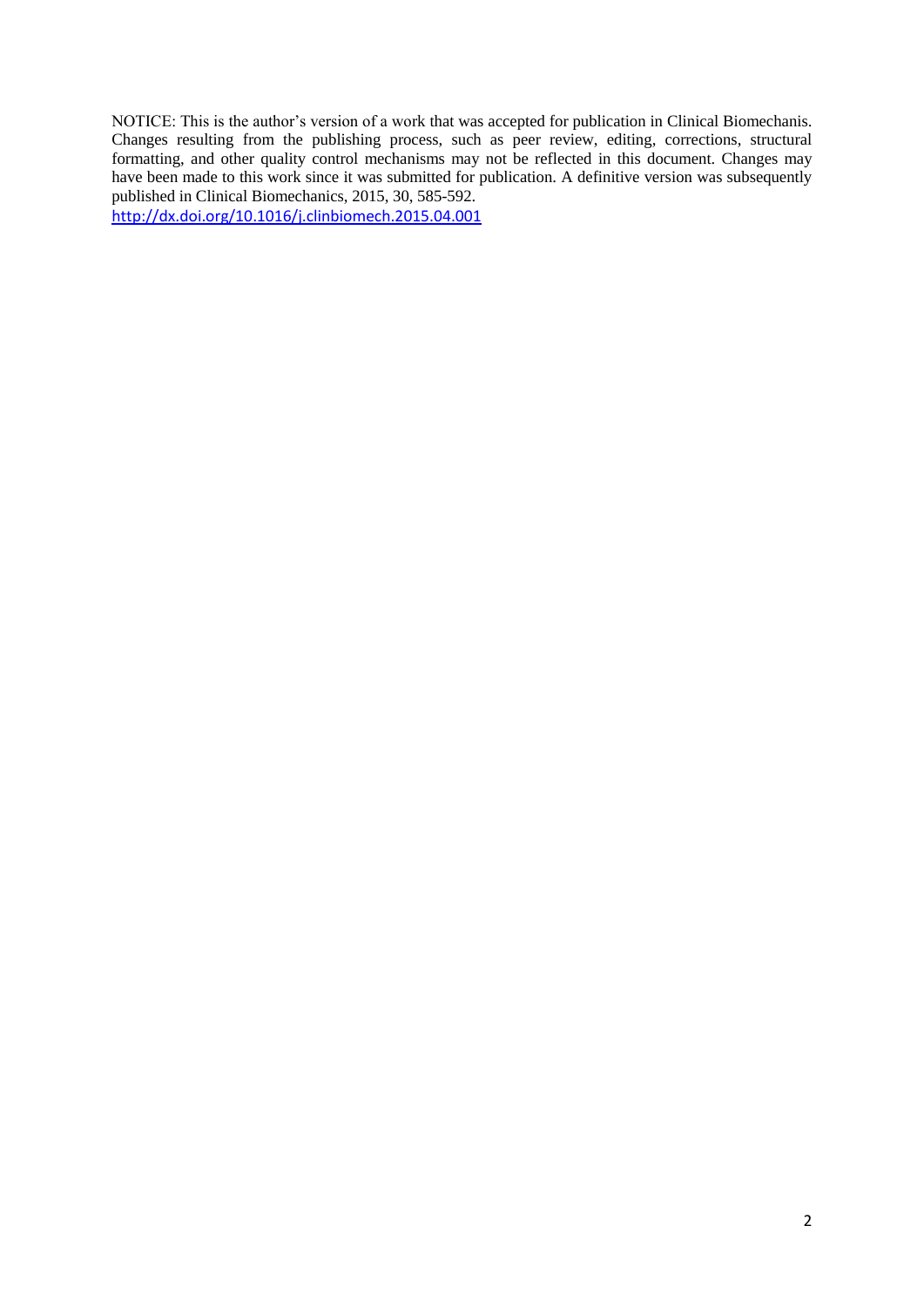NOTICE: This is the author's version of a work that was accepted for publication in Clinical Biomechanis. Changes resulting from the publishing process, such as peer review, editing, corrections, structural formatting, and other quality control mechanisms may not be reflected in this document. Changes may have been made to this work since it was submitted for publication. A definitive version was subsequently published in Clinical Biomechanics, 2015, 30, 585-592.

http://dx.doi.org/10.1016/j.clinbiomech.2015.04.001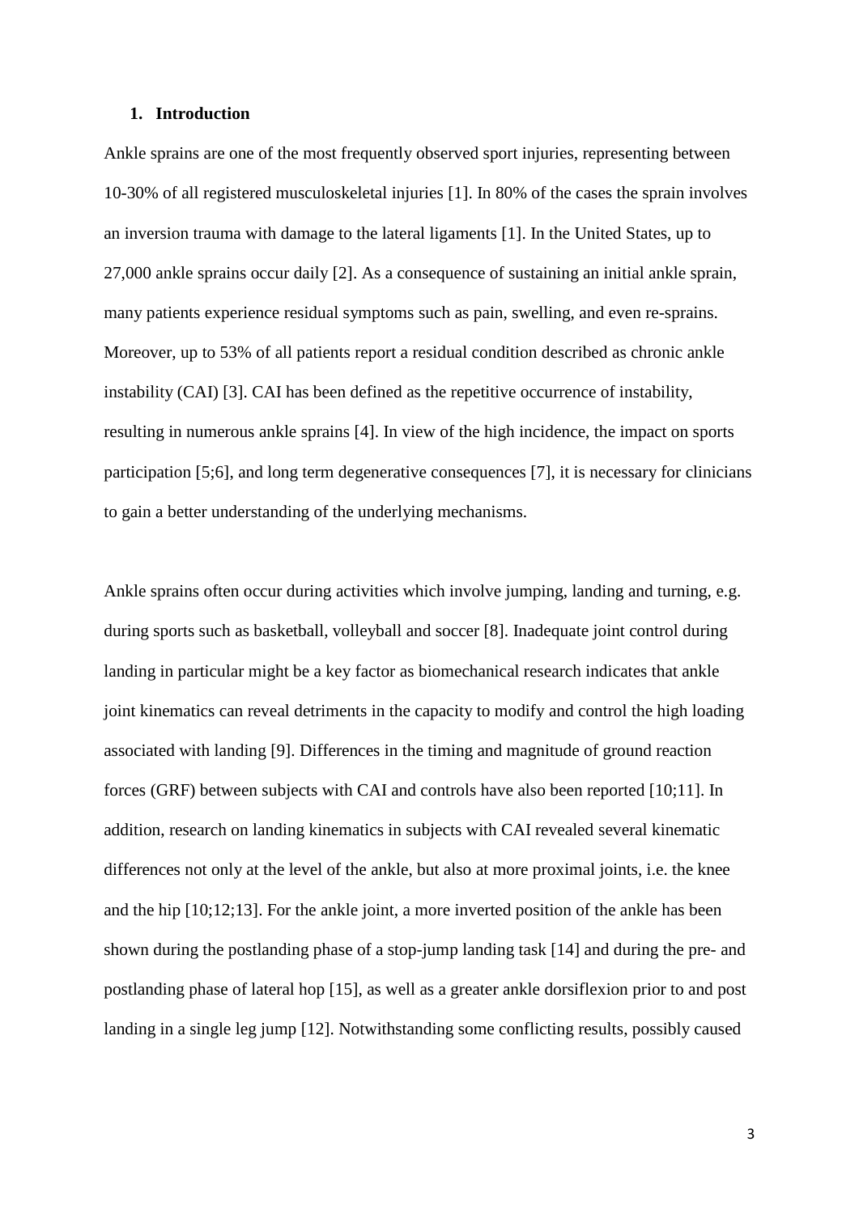## 1. Introduction

Ankle sprains are one of the most frequently observed sport injuries, representing between 10-30% of all registered musculoskeletal injuries [1]. In 80% of the cases the sprain involves an inversion trauma with damage to the lateral ligaments [1]. In the United States, up to 27,000 ankle sprains occur daily [2]. As a consequence of sustaining an initial ankle sprain, many patients experience residual symptoms such as pain, swelling, and even re-sprains. Moreover, up to 53% of all patients report a residual condition described as chronic ankle instability (CAI) [3]. CAI has been defined as the repetitive occurrence of instability, resulting in numerous ankle sprains [4]. In view of the high incidence, the impact on sports participation [5;6], and long term degenerative consequences [7], it is necessary for clinicians to gain a better understanding of the underlying mechanisms.

Ankle sprains often occur during activities which involve jumping, landing and turning, e.g. during sports such as basketball, volleyball and soccer [8]. Inadequate joint control during landing in particular might be a key factor as biomechanical research indicates that ankle joint kinematics can reveal detriments in the capacity to modify and control the high loading associated with landing [9]. Differences in the timing and magnitude of ground reaction forces (GRF) between subjects with CAI and controls have also been reported [10;11]. In addition, research on landing kinematics in subjects with CAI revealed several kinematic differences not only at the level of the ankle, but also at more proximal joints, i.e. the knee and the hip [10;12;13]. For the ankle joint, a more inverted position of the ankle has been shown during the postlanding phase of a stop-jump landing task [14] and during the pre- and postlanding phase of lateral hop [15], as well as a greater ankle dorsiflexion prior to and post landing in a single leg jump [12]. Notwithstanding some conflicting results, possibly caused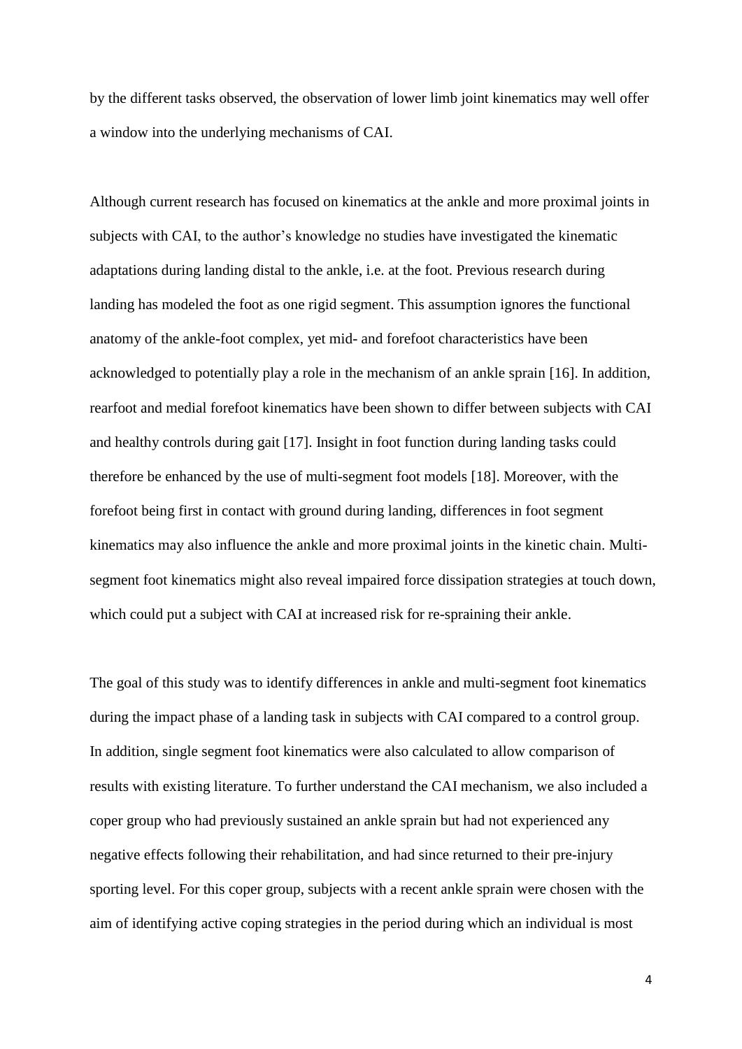by the different tasks observed, the observation of lower limb joint kinematics may well offer a window into the underlying mechanisms of CAI.

Although current research has focused on kinematics at the ankle and more proximal joints in subjects with CAI, to the author's knowledge no studies have investigated the kinematic adaptations during landing distal to the ankle, i.e. at the foot. Previous research during landing has modeled the foot as one rigid segment. This assumption ignores the functional anatomy of the ankle-foot complex, yet mid- and forefoot characteristics have been acknowledged to potentially play a role in the mechanism of an ankle sprain [16]. In addition, rearfoot and medial forefoot kinematics have been shown to differ between subjects with CAI and healthy controls during gait [17]. Insight in foot function during landing tasks could therefore be enhanced by the use of multi-segment foot models [18]. Moreover, with the forefoot being first in contact with ground during landing, differences in foot segment kinematics may also influence the ankle and more proximal joints in the kinetic chain. Multi-segment foot kinematics might also reveal impaired force dissipation strategies at touch down, which could put a subject with CAI at increased risk for re-spraining their ankle.

The goal of this study was to identify differences in ankle and multi-segment foot kinematics during the impact phase of a landing task in subjects with CAI compared to a control group. In addition, single segment foot kinematics were also calculated to allow comparison of results with existing literature. To further understand the CAI mechanism, we also included a coper group who had previously sustained an ankle sprain but had not experienced any negative effects following their rehabilitation, and had since returned to their pre-injury sporting level. For this coper group, subjects with a recent ankle sprain were chosen with the aim of identifying active coping strategies in the period during which an individual is most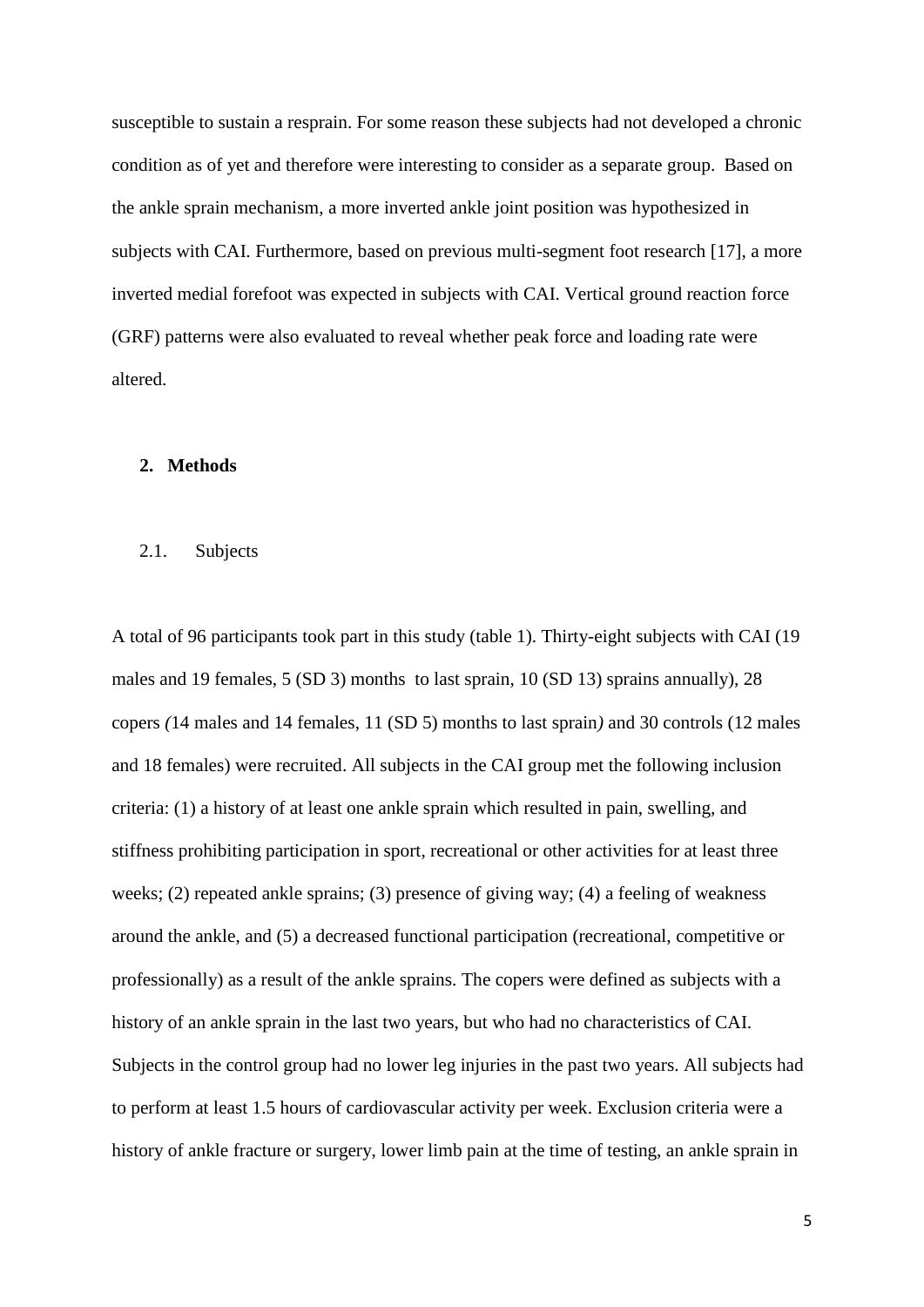susceptible to sustain a resprain. For some reason these subjects had not developed a chronic condition as of yet and therefore were interesting to consider as a separate group. Based on the ankle sprain mechanism, a more inverted ankle joint position was hypothesized in subjects with CAI. Furthermore, based on previous multi-segment foot research [17], a more inverted medial forefoot was expected in subjects with CAI. Vertical ground reaction force (GRF) patterns were also evaluated to reveal whether peak force and loading rate were altered.

## 2. Methods

### 2.1. Subjects

A total of 96 participants took part in this study (table 1). Thirty-eight subjects with CAI (19 males and 19 females, 5 (SD 3) months to last sprain, 10 (SD 13) sprains annually), 28 copers *(*14 males and 14 females, 11 (SD 5) months to last sprain*)* and 30 controls (12 males and 18 females) were recruited. All subjects in the CAI group met the following inclusion criteria: (1) a history of at least one ankle sprain which resulted in pain, swelling, and stiffness prohibiting participation in sport, recreational or other activities for at least three weeks; (2) repeated ankle sprains; (3) presence of giving way; (4) a feeling of weakness around the ankle, and (5) a decreased functional participation (recreational, competitive or professionally) as a result of the ankle sprains. The copers were defined as subjects with a history of an ankle sprain in the last two years, but who had no characteristics of CAI. Subjects in the control group had no lower leg injuries in the past two years. All subjects had to perform at least 1.5 hours of cardiovascular activity per week. Exclusion criteria were a history of ankle fracture or surgery, lower limb pain at the time of testing, an ankle sprain in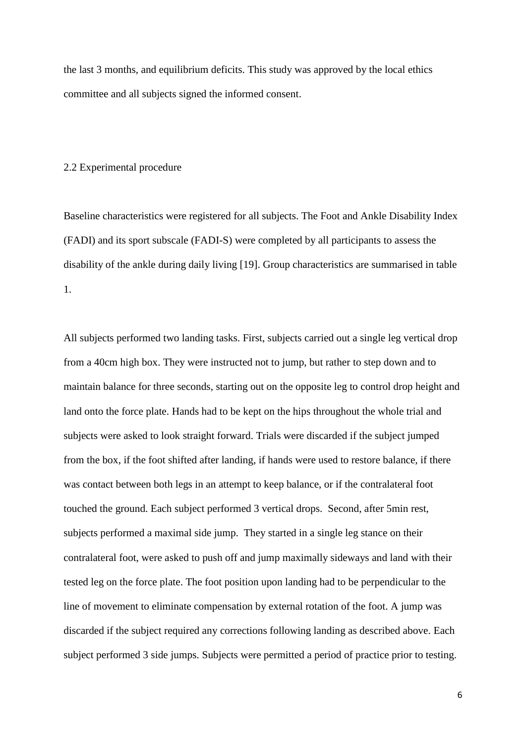the last 3 months, and equilibrium deficits. This study was approved by the local ethics committee and all subjects signed the informed consent.

### 2.2 Experimental procedure

Baseline characteristics were registered for all subjects. The Foot and Ankle Disability Index (FADI) and its sport subscale (FADI-S) were completed by all participants to assess the disability of the ankle during daily living [19]. Group characteristics are summarised in table 1.

All subjects performed two landing tasks. First, subjects carried out a single leg vertical drop from a 40cm high box. They were instructed not to jump, but rather to step down and to maintain balance for three seconds, starting out on the opposite leg to control drop height and land onto the force plate. Hands had to be kept on the hips throughout the whole trial and subjects were asked to look straight forward. Trials were discarded if the subject jumped from the box, if the foot shifted after landing, if hands were used to restore balance, if there was contact between both legs in an attempt to keep balance, or if the contralateral foot touched the ground. Each subject performed 3 vertical drops. Second, after 5min rest, subjects performed a maximal side jump. They started in a single leg stance on their contralateral foot, were asked to push off and jump maximally sideways and land with their tested leg on the force plate. The foot position upon landing had to be perpendicular to the line of movement to eliminate compensation by external rotation of the foot. A jump was discarded if the subject required any corrections following landing as described above. Each subject performed 3 side jumps. Subjects were permitted a period of practice prior to testing.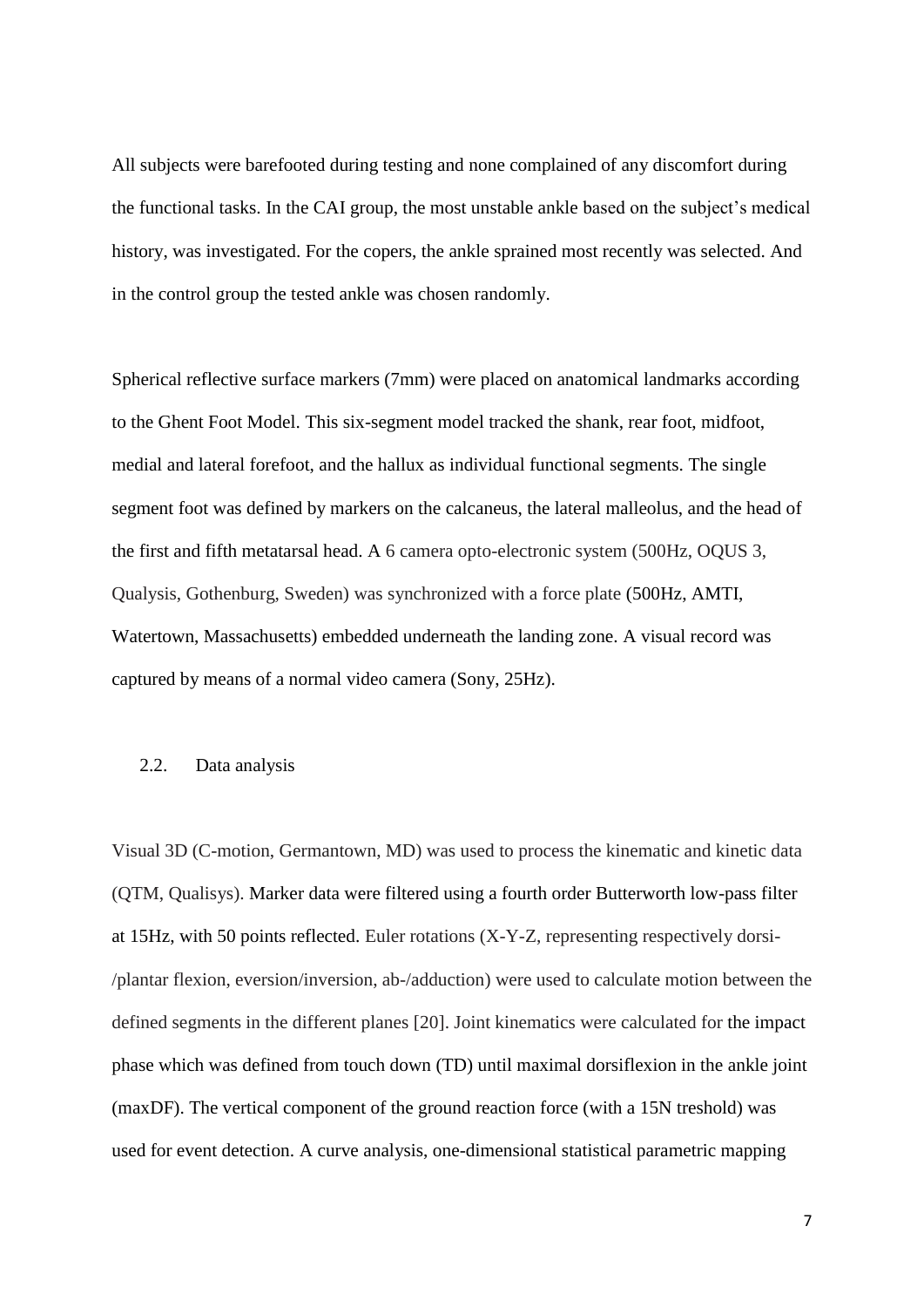All subjects were barefooted during testing and none complained of any discomfort during the functional tasks. In the CAI group, the most unstable ankle based on the subject's medical history, was investigated. For the copers, the ankle sprained most recently was selected. And in the control group the tested ankle was chosen randomly.

Spherical reflective surface markers (7mm) were placed on anatomical landmarks according to the Ghent Foot Model. This six-segment model tracked the shank, rear foot, midfoot, medial and lateral forefoot, and the hallux as individual functional segments. The single segment foot was defined by markers on the calcaneus, the lateral malleolus, and the head of the first and fifth metatarsal head. A 6 camera opto-electronic system (500Hz, OQUS 3, Qualysis, Gothenburg, Sweden) was synchronized with a force plate (500Hz, AMTI, Watertown, Massachusetts) embedded underneath the landing zone. A visual record was captured by means of a normal video camera (Sony, 25Hz).

## 2.2. Data analysis

Visual 3D (C-motion, Germantown, MD) was used to process the kinematic and kinetic data (QTM, Qualisys). Marker data were filtered using a fourth order Butterworth low-pass filter at 15Hz, with 50 points reflected. Euler rotations (X-Y-Z, representing respectively dorsi-/plantar flexion, eversion/inversion, ab-/adduction) were used to calculate motion between the defined segments in the different planes [20]. Joint kinematics were calculated for the impact phase which was defined from touch down (TD) until maximal dorsiflexion in the ankle joint (maxDF). The vertical component of the ground reaction force (with a 15N treshold) was used for event detection. A curve analysis, one-dimensional statistical parametric mapping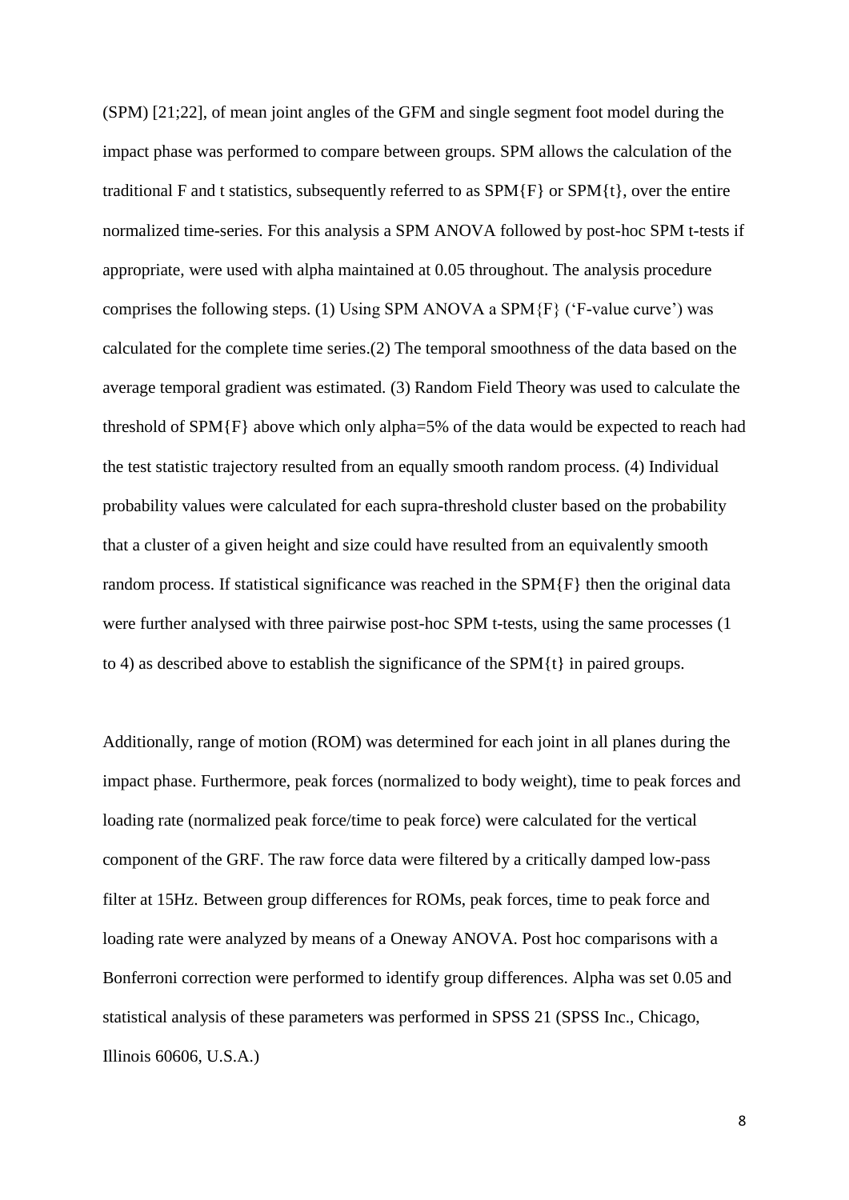(SPM) [21;22], of mean joint angles of the GFM and single segment foot model during the impact phase was performed to compare between groups. SPM allows the calculation of the traditional F and t statistics, subsequently referred to as SPM{F} or SPM{t}, over the entire normalized time-series. For this analysis a SPM ANOVA followed by post-hoc SPM t-tests if appropriate, were used with alpha maintained at 0.05 throughout. The analysis procedure comprises the following steps. (1) Using SPM ANOVA a SPM{F} ('F-value curve') was calculated for the complete time series.(2) The temporal smoothness of the data based on the average temporal gradient was estimated. (3) Random Field Theory was used to calculate the threshold of SPM{F} above which only alpha=5% of the data would be expected to reach had the test statistic trajectory resulted from an equally smooth random process. (4) Individual probability values were calculated for each supra-threshold cluster based on the probability that a cluster of a given height and size could have resulted from an equivalently smooth random process. If statistical significance was reached in the SPM{F} then the original data were further analysed with three pairwise post-hoc SPM t-tests, using the same processes (1 to 4) as described above to establish the significance of the SPM{t} in paired groups.

Additionally, range of motion (ROM) was determined for each joint in all planes during the impact phase. Furthermore, peak forces (normalized to body weight), time to peak forces and loading rate (normalized peak force/time to peak force) were calculated for the vertical component of the GRF. The raw force data were filtered by a critically damped low-pass filter at 15Hz. Between group differences for ROMs, peak forces, time to peak force and loading rate were analyzed by means of a Oneway ANOVA. Post hoc comparisons with a Bonferroni correction were performed to identify group differences. Alpha was set 0.05 and statistical analysis of these parameters was performed in SPSS 21 (SPSS Inc., Chicago, Illinois 60606, U.S.A.)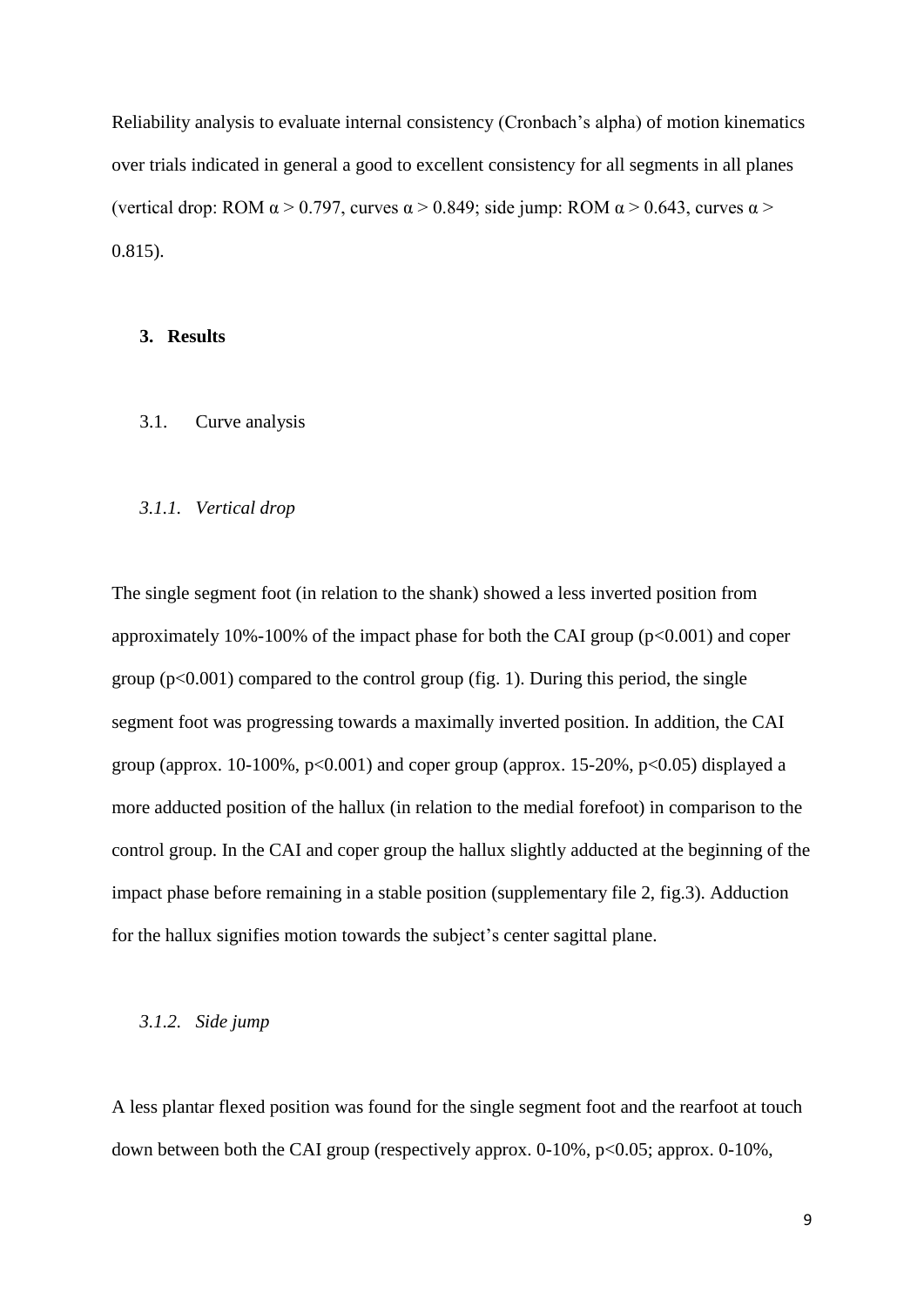Reliability analysis to evaluate internal consistency (Cronbach's alpha) of motion kinematics over trials indicated in general a good to excellent consistency for all segments in all planes (vertical drop: ROM $\alpha > 0.797$, curves $\alpha > 0.849$; side jump: ROM $\alpha > 0.643$, curves $\alpha > 0.815$).

## 3. Results

### 3.1. Curve analysis

#### *3.1.1. Vertical drop*

The single segment foot (in relation to the shank) showed a less inverted position from approximately 10%-100% of the impact phase for both the CAI group ($p<0.001$) and coper group ($p<0.001$) compared to the control group (fig. 1). During this period, the single segment foot was progressing towards a maximally inverted position. In addition, the CAI group (approx. 10-100%, $p<0.001$) and coper group (approx. 15-20%, $p<0.05$) displayed a more adducted position of the hallux (in relation to the medial forefoot) in comparison to the control group. In the CAI and coper group the hallux slightly adducted at the beginning of the impact phase before remaining in a stable position (supplementary file 2, fig.3). Adduction for the hallux signifies motion towards the subject's center sagittal plane.

#### *3.1.2. Side jump*

A less plantar flexed position was found for the single segment foot and the rearfoot at touch down between both the CAI group (respectively approx. 0-10%, $p<0.05$; approx. 0-10%,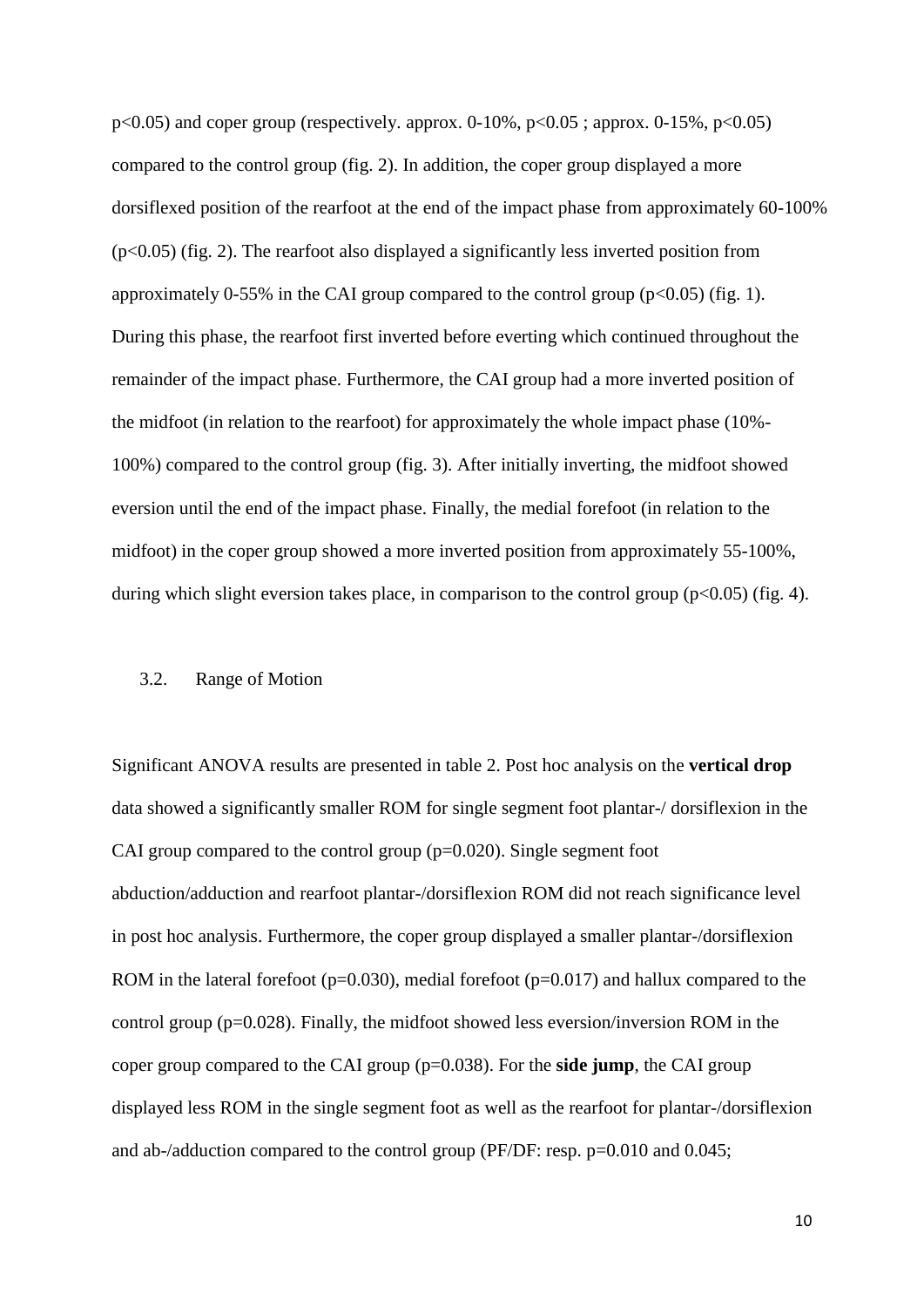$p<0.05$) and coper group (respectively. approx. 0-10%, $p<0.05$ ; approx. 0-15%, $p<0.05$) compared to the control group (fig. 2). In addition, the coper group displayed a more dorsiflexed position of the rearfoot at the end of the impact phase from approximately 60-100% ($p<0.05$) (fig. 2). The rearfoot also displayed a significantly less inverted position from approximately 0-55% in the CAI group compared to the control group ($p<0.05$) (fig. 1). During this phase, the rearfoot first inverted before everting which continued throughout the remainder of the impact phase. Furthermore, the CAI group had a more inverted position of the midfoot (in relation to the rearfoot) for approximately the whole impact phase (10%-100%) compared to the control group (fig. 3). After initially inverting, the midfoot showed eversion until the end of the impact phase. Finally, the medial forefoot (in relation to the midfoot) in the coper group showed a more inverted position from approximately 55-100%, during which slight eversion takes place, in comparison to the control group ($p<0.05$) (fig. 4).

### 3.2. Range of Motion

Significant ANOVA results are presented in table 2. Post hoc analysis on the **vertical drop** data showed a significantly smaller ROM for single segment foot plantar-/ dorsiflexion in the CAI group compared to the control group ($p=0.020$). Single segment foot abduction/adduction and rearfoot plantar-/dorsiflexion ROM did not reach significance level in post hoc analysis. Furthermore, the coper group displayed a smaller plantar-/dorsiflexion ROM in the lateral forefoot ($p=0.030$), medial forefoot ($p=0.017$) and hallux compared to the control group ($p=0.028$). Finally, the midfoot showed less eversion/inversion ROM in the coper group compared to the CAI group ($p=0.038$). For the **side jump**, the CAI group displayed less ROM in the single segment foot as well as the rearfoot for plantar-/dorsiflexion and ab-/adduction compared to the control group (PF/DF: resp. $p=0.010$ and 0.045;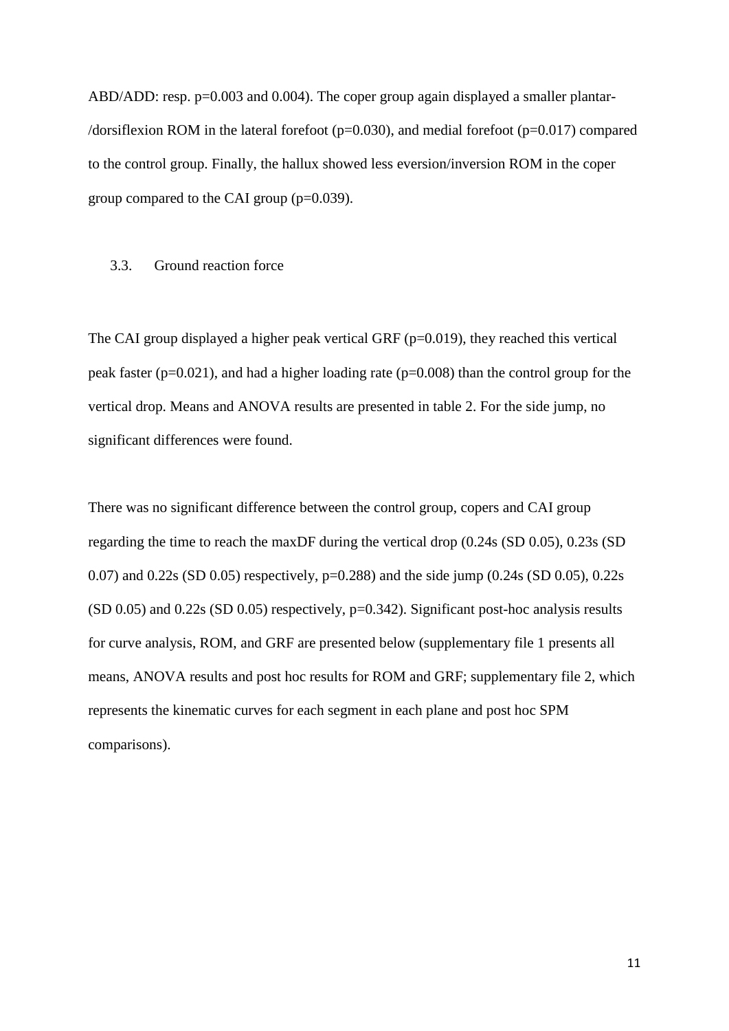ABD/ADD: resp. $p=0.003$ and 0.004). The coper group again displayed a smaller plantar-/dorsiflexion ROM in the lateral forefoot ($p=0.030$), and medial forefoot ($p=0.017$) compared to the control group. Finally, the hallux showed less eversion/inversion ROM in the coper group compared to the CAI group ($p=0.039$).

### 3.3. Ground reaction force

The CAI group displayed a higher peak vertical GRF ($p=0.019$), they reached this vertical peak faster ($p=0.021$), and had a higher loading rate ($p=0.008$) than the control group for the vertical drop. Means and ANOVA results are presented in table 2. For the side jump, no significant differences were found.

There was no significant difference between the control group, copers and CAI group regarding the time to reach the maxDF during the vertical drop (0.24s (SD 0.05), 0.23s (SD 0.07) and 0.22s (SD 0.05) respectively, $p=0.288$) and the side jump (0.24s (SD 0.05), 0.22s (SD 0.05) and 0.22s (SD 0.05) respectively, $p=0.342$). Significant post-hoc analysis results for curve analysis, ROM, and GRF are presented below (supplementary file 1 presents all means, ANOVA results and post hoc results for ROM and GRF; supplementary file 2, which represents the kinematic curves for each segment in each plane and post hoc SPM comparisons).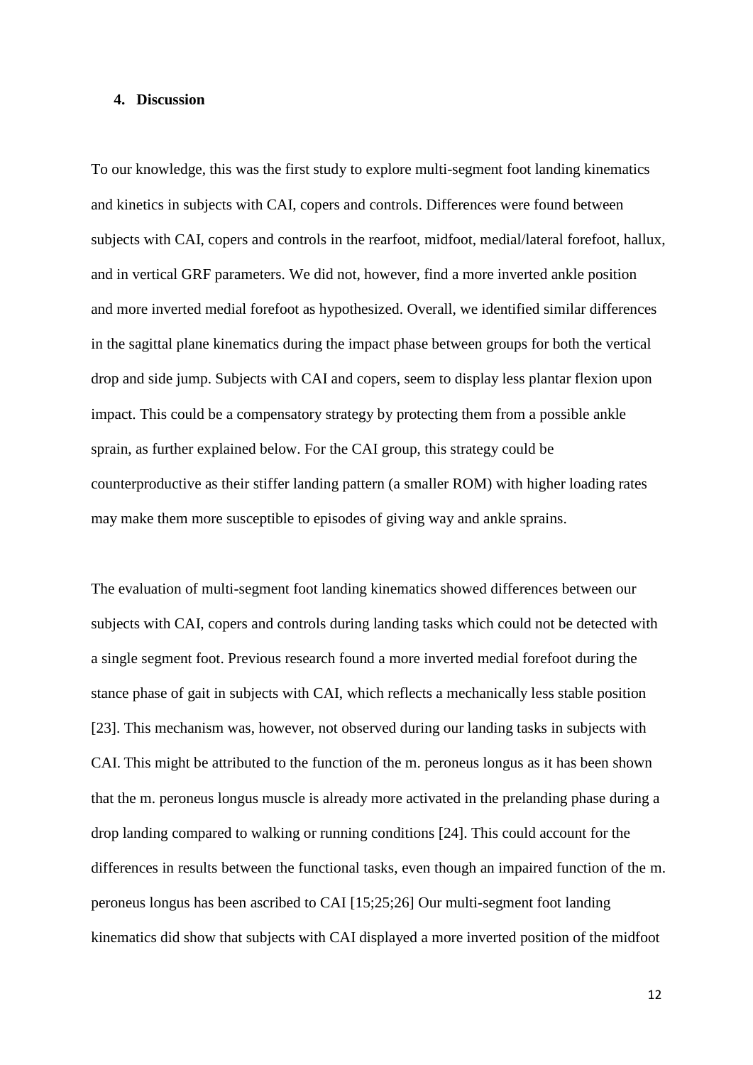## 4. Discussion

To our knowledge, this was the first study to explore multi-segment foot landing kinematics and kinetics in subjects with CAI, copers and controls. Differences were found between subjects with CAI, copers and controls in the rearfoot, midfoot, medial/lateral forefoot, hallux, and in vertical GRF parameters. We did not, however, find a more inverted ankle position and more inverted medial forefoot as hypothesized. Overall, we identified similar differences in the sagittal plane kinematics during the impact phase between groups for both the vertical drop and side jump. Subjects with CAI and copers, seem to display less plantar flexion upon impact. This could be a compensatory strategy by protecting them from a possible ankle sprain, as further explained below. For the CAI group, this strategy could be counterproductive as their stiffer landing pattern (a smaller ROM) with higher loading rates may make them more susceptible to episodes of giving way and ankle sprains.

The evaluation of multi-segment foot landing kinematics showed differences between our subjects with CAI, copers and controls during landing tasks which could not be detected with a single segment foot. Previous research found a more inverted medial forefoot during the stance phase of gait in subjects with CAI, which reflects a mechanically less stable position [23]. This mechanism was, however, not observed during our landing tasks in subjects with CAI. This might be attributed to the function of the m. peroneus longus as it has been shown that the m. peroneus longus muscle is already more activated in the prelanding phase during a drop landing compared to walking or running conditions [24]. This could account for the differences in results between the functional tasks, even though an impaired function of the m. peroneus longus has been ascribed to CAI [15;25;26] Our multi-segment foot landing kinematics did show that subjects with CAI displayed a more inverted position of the midfoot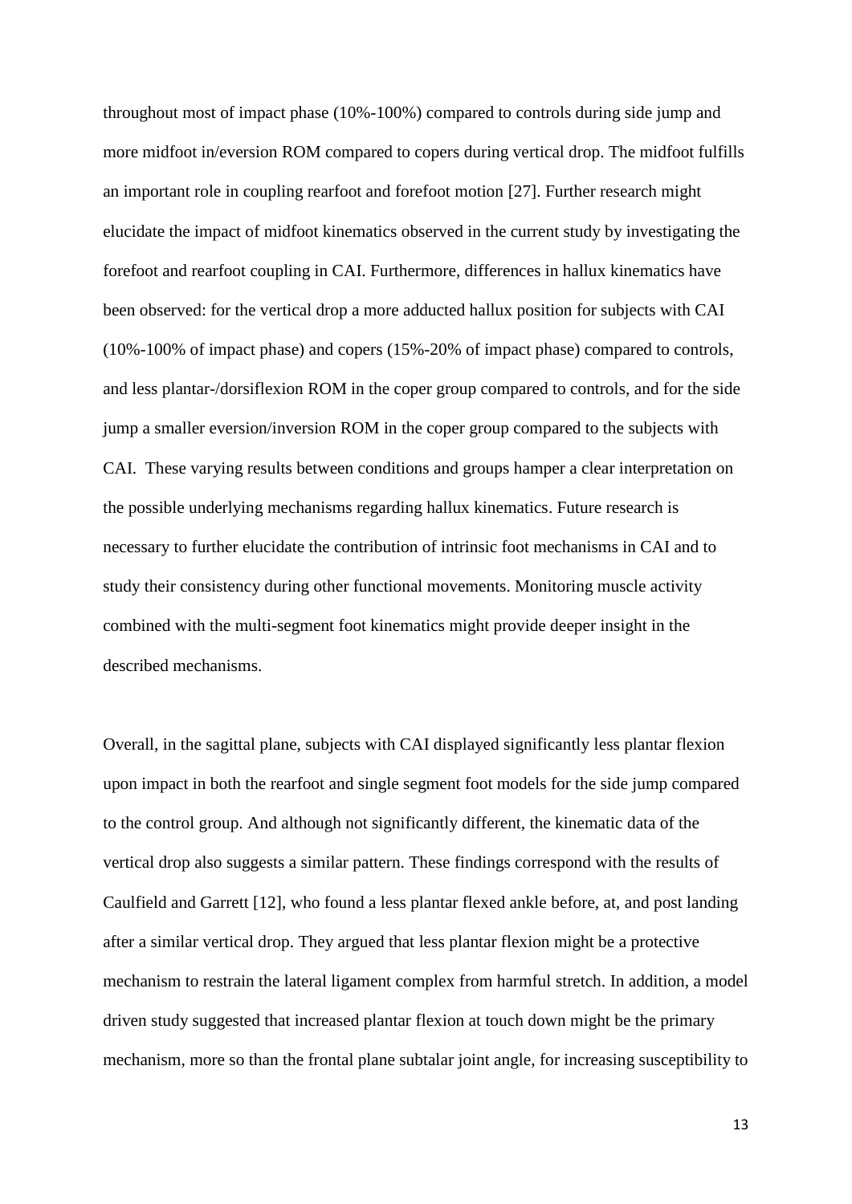throughout most of impact phase (10%-100%) compared to controls during side jump and more midfoot in/eversion ROM compared to copers during vertical drop. The midfoot fulfills an important role in coupling rearfoot and forefoot motion [27]. Further research might elucidate the impact of midfoot kinematics observed in the current study by investigating the forefoot and rearfoot coupling in CAI. Furthermore, differences in hallux kinematics have been observed: for the vertical drop a more adducted hallux position for subjects with CAI (10%-100% of impact phase) and copers (15%-20% of impact phase) compared to controls, and less plantar-/dorsiflexion ROM in the coper group compared to controls, and for the side jump a smaller eversion/inversion ROM in the coper group compared to the subjects with CAI. These varying results between conditions and groups hamper a clear interpretation on the possible underlying mechanisms regarding hallux kinematics. Future research is necessary to further elucidate the contribution of intrinsic foot mechanisms in CAI and to study their consistency during other functional movements. Monitoring muscle activity combined with the multi-segment foot kinematics might provide deeper insight in the described mechanisms.

Overall, in the sagittal plane, subjects with CAI displayed significantly less plantar flexion upon impact in both the rearfoot and single segment foot models for the side jump compared to the control group. And although not significantly different, the kinematic data of the vertical drop also suggests a similar pattern. These findings correspond with the results of Caulfield and Garrett [12], who found a less plantar flexed ankle before, at, and post landing after a similar vertical drop. They argued that less plantar flexion might be a protective mechanism to restrain the lateral ligament complex from harmful stretch. In addition, a model driven study suggested that increased plantar flexion at touch down might be the primary mechanism, more so than the frontal plane subtalar joint angle, for increasing susceptibility to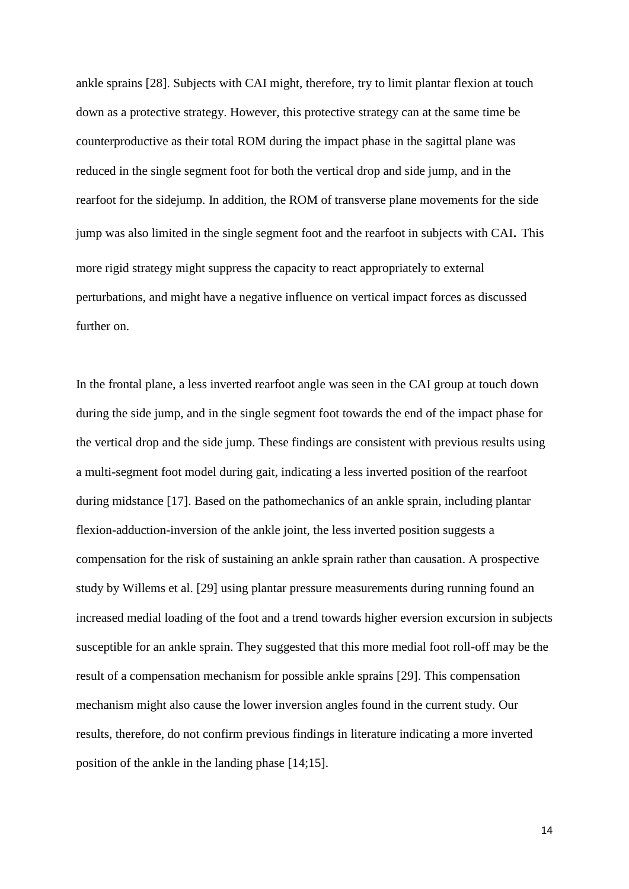ankle sprains [28]. Subjects with CAI might, therefore, try to limit plantar flexion at touch down as a protective strategy. However, this protective strategy can at the same time be counterproductive as their total ROM during the impact phase in the sagittal plane was reduced in the single segment foot for both the vertical drop and side jump, and in the rearfoot for the sidejump. In addition, the ROM of transverse plane movements for the side jump was also limited in the single segment foot and the rearfoot in subjects with CAI. This more rigid strategy might suppress the capacity to react appropriately to external perturbations, and might have a negative influence on vertical impact forces as discussed further on.

In the frontal plane, a less inverted rearfoot angle was seen in the CAI group at touch down during the side jump, and in the single segment foot towards the end of the impact phase for the vertical drop and the side jump. These findings are consistent with previous results using a multi-segment foot model during gait, indicating a less inverted position of the rearfoot during midstance [17]. Based on the pathomechanics of an ankle sprain, including plantar flexion-adduction-inversion of the ankle joint, the less inverted position suggests a compensation for the risk of sustaining an ankle sprain rather than causation. A prospective study by Willems et al. [29] using plantar pressure measurements during running found an increased medial loading of the foot and a trend towards higher eversion excursion in subjects susceptible for an ankle sprain. They suggested that this more medial foot roll-off may be the result of a compensation mechanism for possible ankle sprains [29]. This compensation mechanism might also cause the lower inversion angles found in the current study. Our results, therefore, do not confirm previous findings in literature indicating a more inverted position of the ankle in the landing phase [14;15].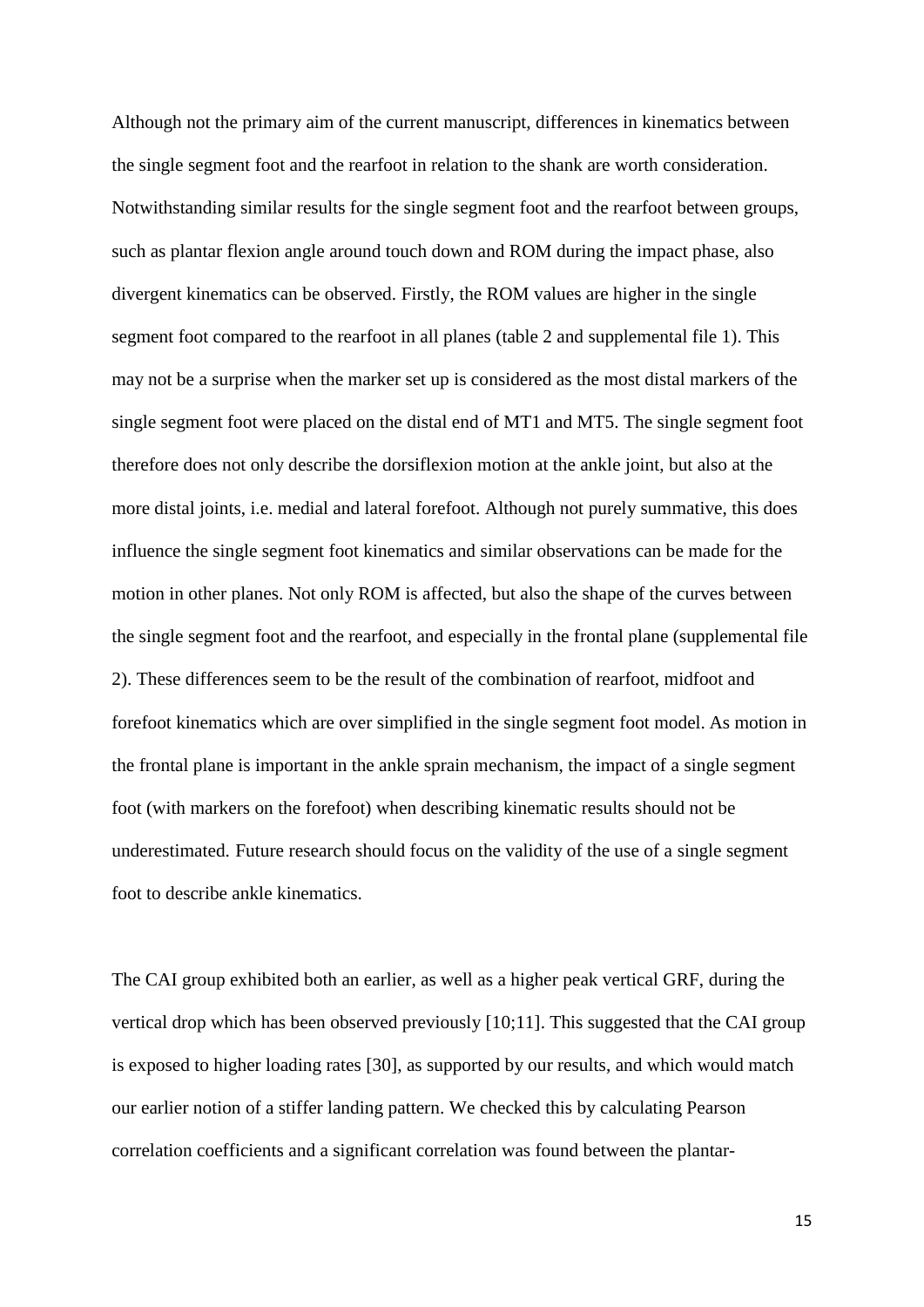Although not the primary aim of the current manuscript, differences in kinematics between the single segment foot and the rearfoot in relation to the shank are worth consideration. Notwithstanding similar results for the single segment foot and the rearfoot between groups, such as plantar flexion angle around touch down and ROM during the impact phase, also divergent kinematics can be observed. Firstly, the ROM values are higher in the single segment foot compared to the rearfoot in all planes (table 2 and supplemental file 1). This may not be a surprise when the marker set up is considered as the most distal markers of the single segment foot were placed on the distal end of MT1 and MT5. The single segment foot therefore does not only describe the dorsiflexion motion at the ankle joint, but also at the more distal joints, i.e. medial and lateral forefoot. Although not purely summative, this does influence the single segment foot kinematics and similar observations can be made for the motion in other planes. Not only ROM is affected, but also the shape of the curves between the single segment foot and the rearfoot, and especially in the frontal plane (supplemental file 2). These differences seem to be the result of the combination of rearfoot, midfoot and forefoot kinematics which are over simplified in the single segment foot model. As motion in the frontal plane is important in the ankle sprain mechanism, the impact of a single segment foot (with markers on the forefoot) when describing kinematic results should not be underestimated. Future research should focus on the validity of the use of a single segment foot to describe ankle kinematics.

The CAI group exhibited both an earlier, as well as a higher peak vertical GRF, during the vertical drop which has been observed previously [10;11]. This suggested that the CAI group is exposed to higher loading rates [30], as supported by our results, and which would match our earlier notion of a stiffer landing pattern. We checked this by calculating Pearson correlation coefficients and a significant correlation was found between the plantar-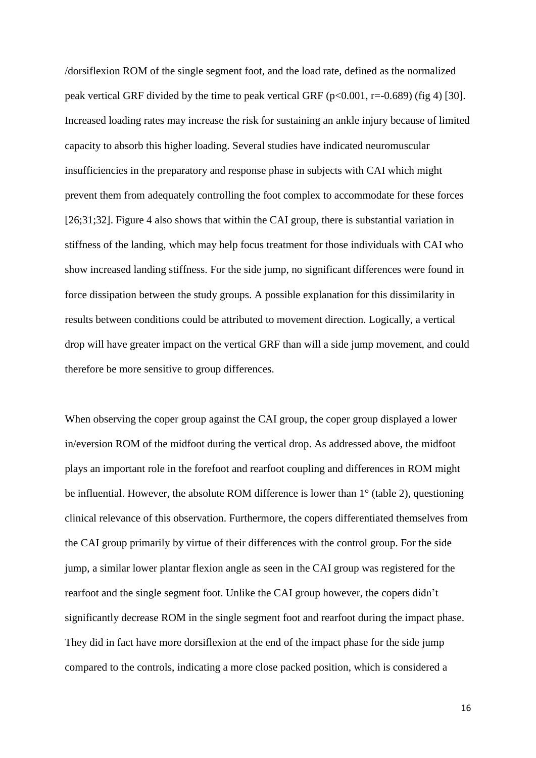/dorsiflexion ROM of the single segment foot, and the load rate, defined as the normalized peak vertical GRF divided by the time to peak vertical GRF ($p<0.001$, $r=-0.689$) (fig 4) [30]. Increased loading rates may increase the risk for sustaining an ankle injury because of limited capacity to absorb this higher loading. Several studies have indicated neuromuscular insufficiencies in the preparatory and response phase in subjects with CAI which might prevent them from adequately controlling the foot complex to accommodate for these forces [26;31;32]. Figure 4 also shows that within the CAI group, there is substantial variation in stiffness of the landing, which may help focus treatment for those individuals with CAI who show increased landing stiffness. For the side jump, no significant differences were found in force dissipation between the study groups. A possible explanation for this dissimilarity in results between conditions could be attributed to movement direction. Logically, a vertical drop will have greater impact on the vertical GRF than will a side jump movement, and could therefore be more sensitive to group differences.

When observing the coper group against the CAI group, the coper group displayed a lower in/eversion ROM of the midfoot during the vertical drop. As addressed above, the midfoot plays an important role in the forefoot and rearfoot coupling and differences in ROM might be influential. However, the absolute ROM difference is lower than 1° (table 2), questioning clinical relevance of this observation. Furthermore, the copers differentiated themselves from the CAI group primarily by virtue of their differences with the control group. For the side jump, a similar lower plantar flexion angle as seen in the CAI group was registered for the rearfoot and the single segment foot. Unlike the CAI group however, the copers didn't significantly decrease ROM in the single segment foot and rearfoot during the impact phase. They did in fact have more dorsiflexion at the end of the impact phase for the side jump compared to the controls, indicating a more close packed position, which is considered a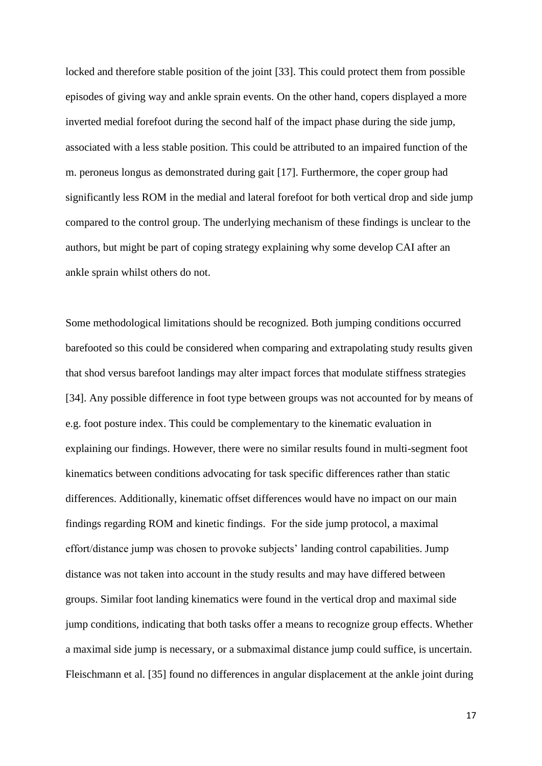locked and therefore stable position of the joint [33]. This could protect them from possible episodes of giving way and ankle sprain events. On the other hand, copers displayed a more inverted medial forefoot during the second half of the impact phase during the side jump, associated with a less stable position. This could be attributed to an impaired function of the m. peroneus longus as demonstrated during gait [17]. Furthermore, the coper group had significantly less ROM in the medial and lateral forefoot for both vertical drop and side jump compared to the control group. The underlying mechanism of these findings is unclear to the authors, but might be part of coping strategy explaining why some develop CAI after an ankle sprain whilst others do not.

Some methodological limitations should be recognized. Both jumping conditions occurred barefooted so this could be considered when comparing and extrapolating study results given that shod versus barefoot landings may alter impact forces that modulate stiffness strategies [34]. Any possible difference in foot type between groups was not accounted for by means of e.g. foot posture index. This could be complementary to the kinematic evaluation in explaining our findings. However, there were no similar results found in multi-segment foot kinematics between conditions advocating for task specific differences rather than static differences. Additionally, kinematic offset differences would have no impact on our main findings regarding ROM and kinetic findings. For the side jump protocol, a maximal effort/distance jump was chosen to provoke subjects' landing control capabilities. Jump distance was not taken into account in the study results and may have differed between groups. Similar foot landing kinematics were found in the vertical drop and maximal side jump conditions, indicating that both tasks offer a means to recognize group effects. Whether a maximal side jump is necessary, or a submaximal distance jump could suffice, is uncertain. Fleischmann et al. [35] found no differences in angular displacement at the ankle joint during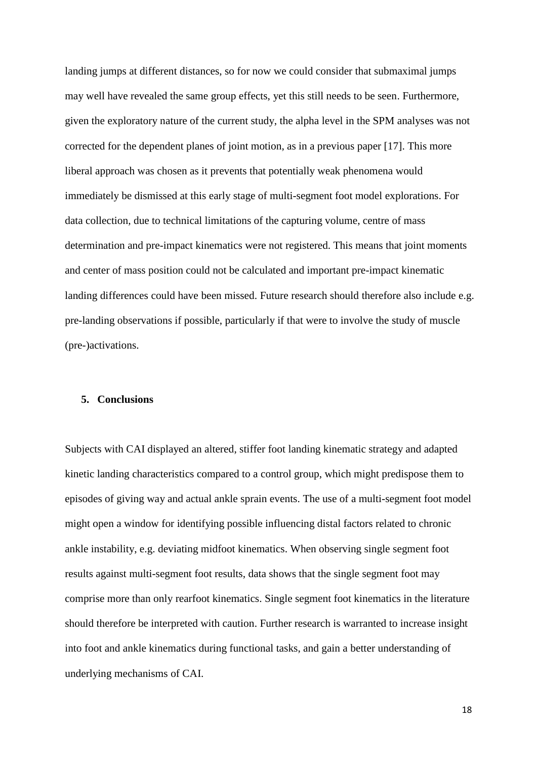landing jumps at different distances, so for now we could consider that submaximal jumps may well have revealed the same group effects, yet this still needs to be seen. Furthermore, given the exploratory nature of the current study, the alpha level in the SPM analyses was not corrected for the dependent planes of joint motion, as in a previous paper [17]. This more liberal approach was chosen as it prevents that potentially weak phenomena would immediately be dismissed at this early stage of multi-segment foot model explorations. For data collection, due to technical limitations of the capturing volume, centre of mass determination and pre-impact kinematics were not registered. This means that joint moments and center of mass position could not be calculated and important pre-impact kinematic landing differences could have been missed. Future research should therefore also include e.g. pre-landing observations if possible, particularly if that were to involve the study of muscle (pre-)activations.

## 5. Conclusions

Subjects with CAI displayed an altered, stiffer foot landing kinematic strategy and adapted kinetic landing characteristics compared to a control group, which might predispose them to episodes of giving way and actual ankle sprain events. The use of a multi-segment foot model might open a window for identifying possible influencing distal factors related to chronic ankle instability, e.g. deviating midfoot kinematics. When observing single segment foot results against multi-segment foot results, data shows that the single segment foot may comprise more than only rearfoot kinematics. Single segment foot kinematics in the literature should therefore be interpreted with caution. Further research is warranted to increase insight into foot and ankle kinematics during functional tasks, and gain a better understanding of underlying mechanisms of CAI.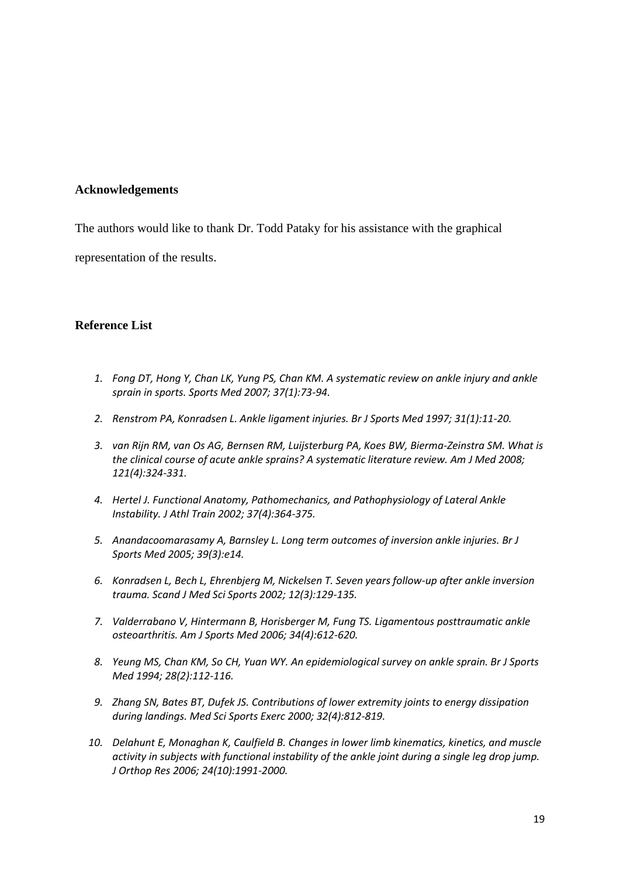## Acknowledgements

The authors would like to thank Dr. Todd Pataky for his assistance with the graphical representation of the results.

## Reference List

1. *Fong DT, Hong Y, Chan LK, Yung PS, Chan KM. A systematic review on ankle injury and ankle sprain in sports. Sports Med 2007; 37(1):73-94.*
2. *Renstrom PA, Konradsen L. Ankle ligament injuries. Br J Sports Med 1997; 31(1):11-20.*
3. *van Rijn RM, van Os AG, Bernsen RM, Luijsterburg PA, Koes BW, Bierma-Zeinstra SM. What is the clinical course of acute ankle sprains? A systematic literature review. Am J Med 2008; 121(4):324-331.*
4. *Hertel J. Functional Anatomy, Pathomechanics, and Pathophysiology of Lateral Ankle Instability. J Athl Train 2002; 37(4):364-375.*
5. *Anandacoomarasamy A, Barnsley L. Long term outcomes of inversion ankle injuries. Br J Sports Med 2005; 39(3):e14.*
6. *Konradsen L, Bech L, Ehrenbjerg M, Nickelsen T. Seven years follow-up after ankle inversion trauma. Scand J Med Sci Sports 2002; 12(3):129-135.*
7. *Valderrabano V, Hintermann B, Horisberger M, Fung TS. Ligamentous posttraumatic ankle osteoarthritis. Am J Sports Med 2006; 34(4):612-620.*
8. *Yeung MS, Chan KM, So CH, Yuan WY. An epidemiological survey on ankle sprain. Br J Sports Med 1994; 28(2):112-116.*
9. *Zhang SN, Bates BT, Dufek JS. Contributions of lower extremity joints to energy dissipation during landings. Med Sci Sports Exerc 2000; 32(4):812-819.*
10. *Delahunt E, Monaghan K, Caulfield B. Changes in lower limb kinematics, kinetics, and muscle activity in subjects with functional instability of the ankle joint during a single leg drop jump. J Orthop Res 2006; 24(10):1991-2000.*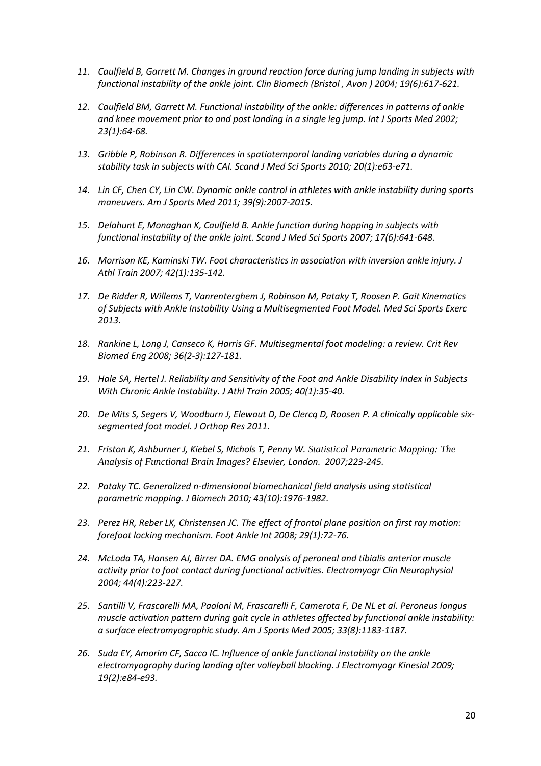11. *Caulfield B, Garrett M. Changes in ground reaction force during jump landing in subjects with functional instability of the ankle joint. Clin Biomech (Bristol , Avon ) 2004; 19(6):617-621.*

12. *Caulfield BM, Garrett M. Functional instability of the ankle: differences in patterns of ankle and knee movement prior to and post landing in a single leg jump. Int J Sports Med 2002; 23(1):64-68.*

13. *Gribble P, Robinson R. Differences in spatiotemporal landing variables during a dynamic stability task in subjects with CAI. Scand J Med Sci Sports 2010; 20(1):e63-e71.*

14. *Lin CF, Chen CY, Lin CW. Dynamic ankle control in athletes with ankle instability during sports maneuvers. Am J Sports Med 2011; 39(9):2007-2015.*

15. *Delahunt E, Monaghan K, Caulfield B. Ankle function during hopping in subjects with functional instability of the ankle joint. Scand J Med Sci Sports 2007; 17(6):641-648.*

16. *Morrison KE, Kaminski TW. Foot characteristics in association with inversion ankle injury. J Athl Train 2007; 42(1):135-142.*

17. *De Ridder R, Willems T, Vanrenterghem J, Robinson M, Pataky T, Roosen P. Gait Kinematics of Subjects with Ankle Instability Using a Multisegmented Foot Model. Med Sci Sports Exerc 2013.*

18. *Rankine L, Long J, Canseco K, Harris GF. Multisegmental foot modeling: a review. Crit Rev Biomed Eng 2008; 36(2-3):127-181.*

19. *Hale SA, Hertel J. Reliability and Sensitivity of the Foot and Ankle Disability Index in Subjects With Chronic Ankle Instability. J Athl Train 2005; 40(1):35-40.*

20. *De Mits S, Segers V, Woodburn J, Elewaut D, De Clercq D, Roosen P. A clinically applicable six-segmented foot model. J Orthop Res 2011.*

21. *Friston K, Ashburner J, Kiebel S, Nichols T, Penny W. Statistical Parametric Mapping: The Analysis of Functional Brain Images? Elsevier, London. 2007;223-245.*

22. *Pataky TC. Generalized n-dimensional biomechanical field analysis using statistical parametric mapping. J Biomech 2010; 43(10):1976-1982.*

23. *Perez HR, Reber LK, Christensen JC. The effect of frontal plane position on first ray motion: forefoot locking mechanism. Foot Ankle Int 2008; 29(1):72-76.*

24. *McLoda TA, Hansen AJ, Birrer DA. EMG analysis of peroneal and tibialis anterior muscle activity prior to foot contact during functional activities. Electromyogr Clin Neurophysiol 2004; 44(4):223-227.*

25. *Santilli V, Frascarelli MA, Paoloni M, Frascarelli F, Camerota F, De NL et al. Peroneus longus muscle activation pattern during gait cycle in athletes affected by functional ankle instability: a surface electromyographic study. Am J Sports Med 2005; 33(8):1183-1187.*

26. *Suda EY, Amorim CF, Sacco IC. Influence of ankle functional instability on the ankle electromyography during landing after volleyball blocking. J Electromyogr Kinesiol 2009; 19(2):e84-e93.*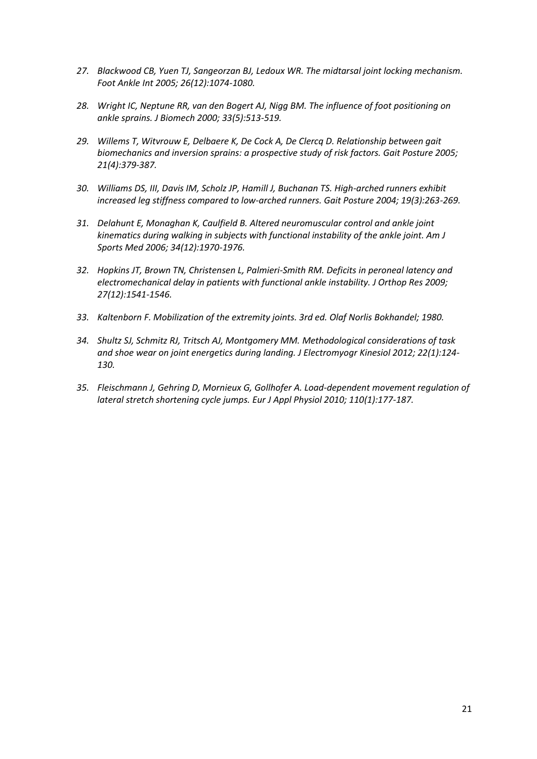27. *Blackwood CB, Yuen TJ, Sangeorzan BJ, Ledoux WR. The midtarsal joint locking mechanism. Foot Ankle Int 2005; 26(12):1074-1080.*

28. *Wright IC, Neptune RR, van den Bogert AJ, Nigg BM. The influence of foot positioning on ankle sprains. J Biomech 2000; 33(5):513-519.*

29. *Willems T, Witvrouw E, Delbaere K, De Cock A, De Clercq D. Relationship between gait biomechanics and inversion sprains: a prospective study of risk factors. Gait Posture 2005; 21(4):379-387.*

30. *Williams DS, III, Davis IM, Scholz JP, Hamill J, Buchanan TS. High-arched runners exhibit increased leg stiffness compared to low-arched runners. Gait Posture 2004; 19(3):263-269.*

31. *Delahunt E, Monaghan K, Caulfield B. Altered neuromuscular control and ankle joint kinematics during walking in subjects with functional instability of the ankle joint. Am J Sports Med 2006; 34(12):1970-1976.*

32. *Hopkins JT, Brown TN, Christensen L, Palmieri-Smith RM. Deficits in peroneal latency and electromechanical delay in patients with functional ankle instability. J Orthop Res 2009; 27(12):1541-1546.*

33. *Kaltenborn F. Mobilization of the extremity joints. 3rd ed. Olaf Norlis Bokhandel; 1980.*

34. *Shultz SJ, Schmitz RJ, Tritsch AJ, Montgomery MM. Methodological considerations of task and shoe wear on joint energetics during landing. J Electromyogr Kinesiol 2012; 22(1):124-130.*

35. *Fleischmann J, Gehring D, Mornieux G, Gollhofer A. Load-dependent movement regulation of lateral stretch shortening cycle jumps. Eur J Appl Physiol 2010; 110(1):177-187.*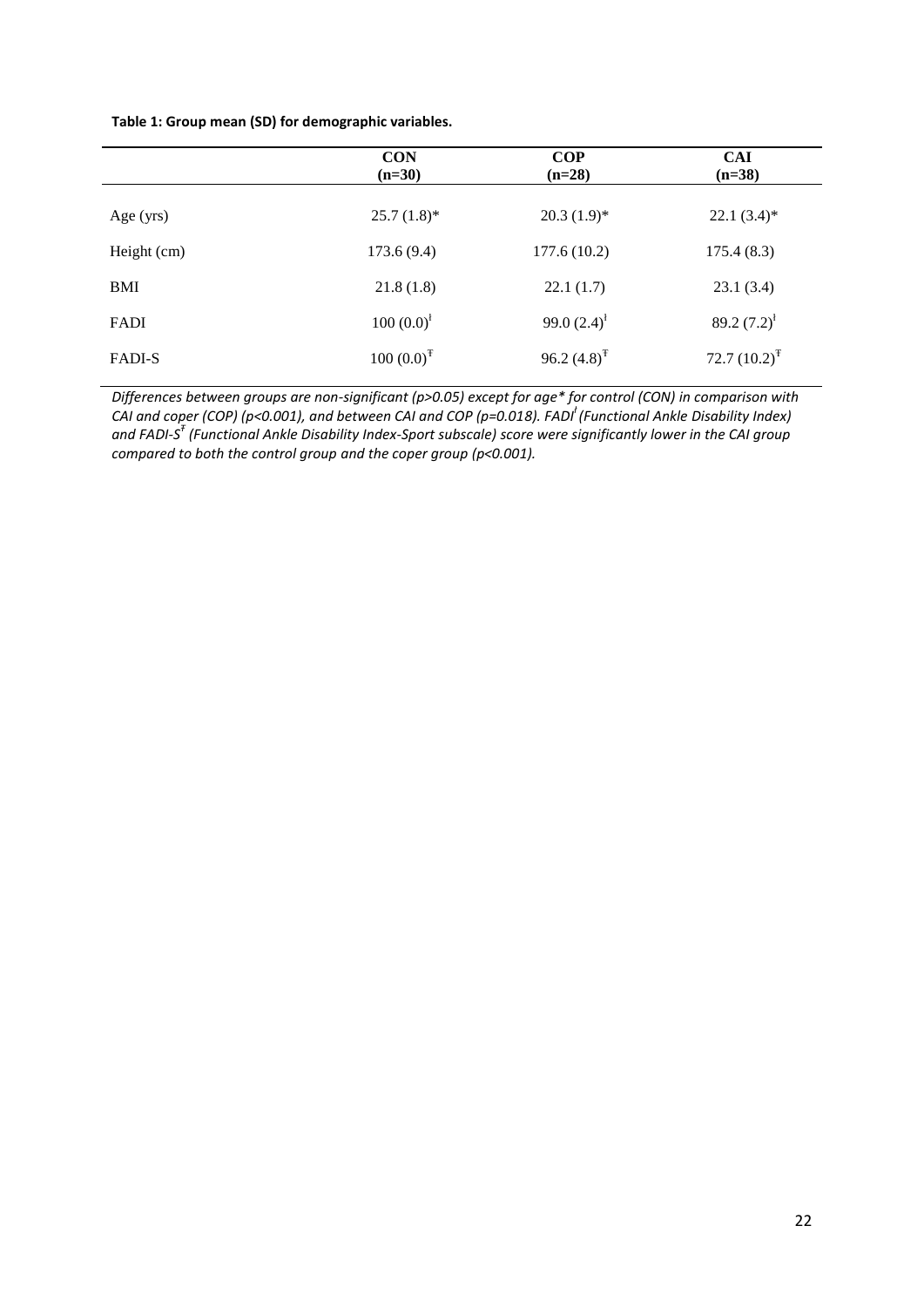**Table 1: Group mean (SD) for demographic variables.**

| | CON (n=30) | COP (n=28) | CAI (n=38) |
|---|---|---|---|
| Age (yrs) | 25.7 (1.8)* | 20.3 (1.9)* | 22.1 (3.4)* |
| Height (cm) | 173.6 (9.4) | 177.6 (10.2) | 175.4 (8.3) |
| BMI | 21.8 (1.8) | 22.1 (1.7) | 23.1 (3.4) |
| FADI | 100 (0.0)[ł] | 99.0 (2.4)[ł] | 89.2 (7.2)[ł] |
| FADI-S | 100 (0.0)[Ŧ] | 96.2 (4.8)[Ŧ] | 72.7 (10.2)[Ŧ] |

*Differences between groups are non-significant (p>0.05) except for age* for control (CON) in comparison with CAI and coper (COP) (p<0.001), and between CAI and COP (p=0.018). FADI[ł] (Functional Ankle Disability Index) and FADI-S[Ŧ] (Functional Ankle Disability Index-Sport subscale) score were significantly lower in the CAI group compared to both the control group and the coper group (p<0.001).*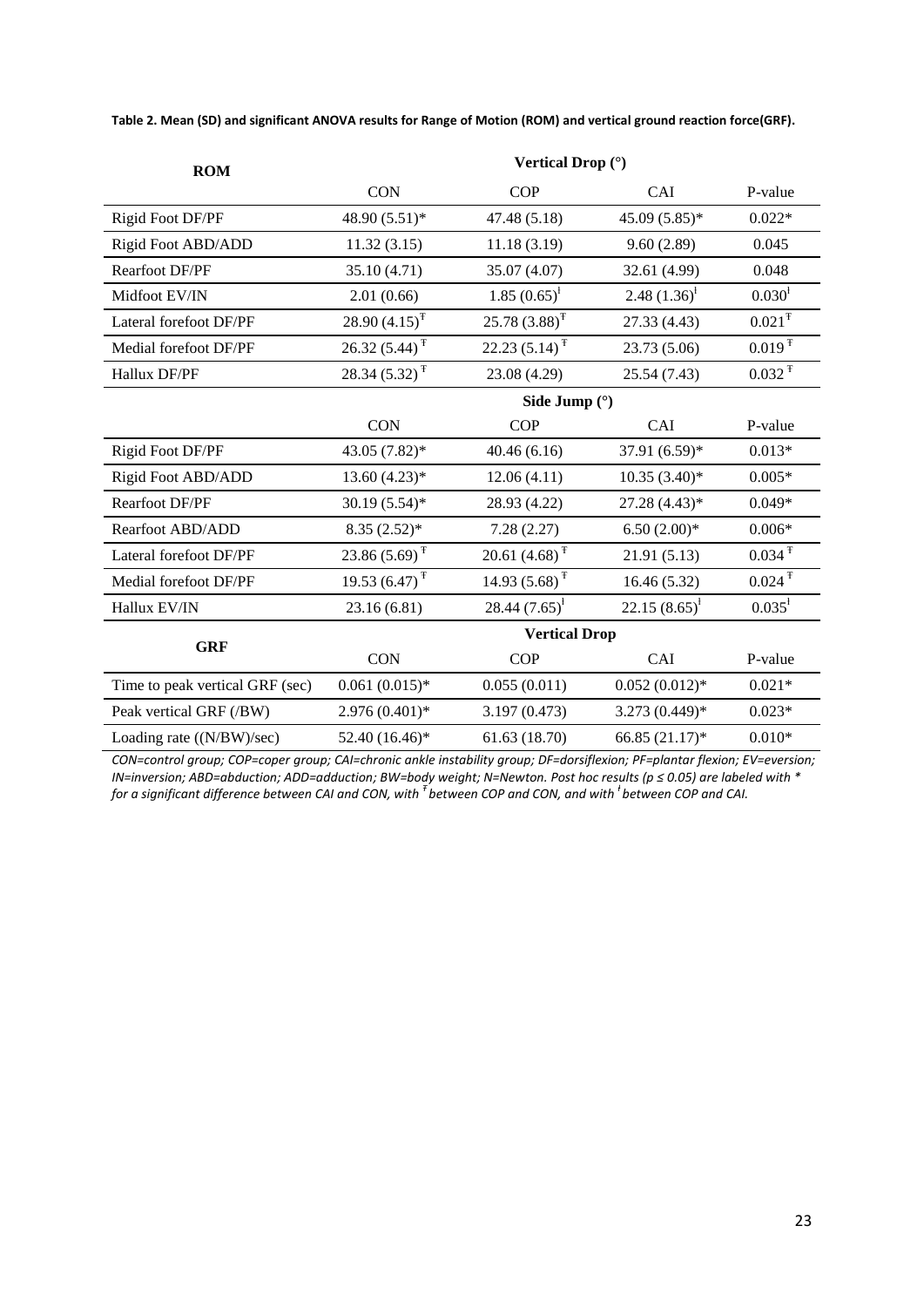**Table 2. Mean (SD) and significant ANOVA results for Range of Motion (ROM) and vertical ground reaction force(GRF).**

| ROM | Vertical Drop (°) | | | |
|---|---|---|---|---|
| | CON | COP | CAI | P-value |
| Rigid Foot DF/PF | 48.90 (5.51)* | 47.48 (5.18) | 45.09 (5.85)* | 0.022* |
| Rigid Foot ABD/ADD | 11.32 (3.15) | 11.18 (3.19) | 9.60 (2.89) | 0.045 |
| Rearfoot DF/PF | 35.10 (4.71) | 35.07 (4.07) | 32.61 (4.99) | 0.048 |
| Midfoot EV/IN | 2.01 (0.66) | 1.85 (0.65)[ł] | 2.48 (1.36)[ł] | 0.030[ł] |
| Lateral forefoot DF/PF | 28.90 (4.15)[Ŧ] | 25.78 (3.88)[Ŧ] | 27.33 (4.43) | 0.021[Ŧ] |
| Medial forefoot DF/PF | 26.32 (5.44)[Ŧ] | 22.23 (5.14)[Ŧ] | 23.73 (5.06) | 0.019[Ŧ] |
| Hallux DF/PF | 28.34 (5.32)[Ŧ] | 23.08 (4.29) | 25.54 (7.43) | 0.032[Ŧ] |
| | **Side Jump (°)** | | | |
| | CON | COP | CAI | P-value |
| Rigid Foot DF/PF | 43.05 (7.82)* | 40.46 (6.16) | 37.91 (6.59)* | 0.013* |
| Rigid Foot ABD/ADD | 13.60 (4.23)* | 12.06 (4.11) | 10.35 (3.40)* | 0.005* |
| Rearfoot DF/PF | 30.19 (5.54)* | 28.93 (4.22) | 27.28 (4.43)* | 0.049* |
| Rearfoot ABD/ADD | 8.35 (2.52)* | 7.28 (2.27) | 6.50 (2.00)* | 0.006* |
| Lateral forefoot DF/PF | 23.86 (5.69)[Ŧ] | 20.61 (4.68)[Ŧ] | 21.91 (5.13) | 0.034[Ŧ] |
| Medial forefoot DF/PF | 19.53 (6.47)[Ŧ] | 14.93 (5.68)[Ŧ] | 16.46 (5.32) | 0.024[Ŧ] |
| Hallux EV/IN | 23.16 (6.81) | 28.44 (7.65)[ł] | 22.15 (8.65)[ł] | 0.035[ł] |
| **GRF** | **Vertical Drop** | | | |
| | CON | COP | CAI | P-value |
| Time to peak vertical GRF (sec) | 0.061 (0.015)* | 0.055 (0.011) | 0.052 (0.012)* | 0.021* |
| Peak vertical GRF (/BW) | 2.976 (0.401)* | 3.197 (0.473) | 3.273 (0.449)* | 0.023* |
| Loading rate ((N/BW)/sec) | 52.40 (16.46)* | 61.63 (18.70) | 66.85 (21.17)* | 0.010* |

*CON=control group; COP=coper group; CAI=chronic ankle instability group; DF=dorsiflexion; PF=plantar flexion; EV=eversion; IN=inversion; ABD=abduction; ADD=adduction; BW=body weight; N=Newton. Post hoc results ($p \leq 0.05$) are labeled with * for a significant difference between CAI and CON, with Ŧ between COP and CON, and with ł between COP and CAI.*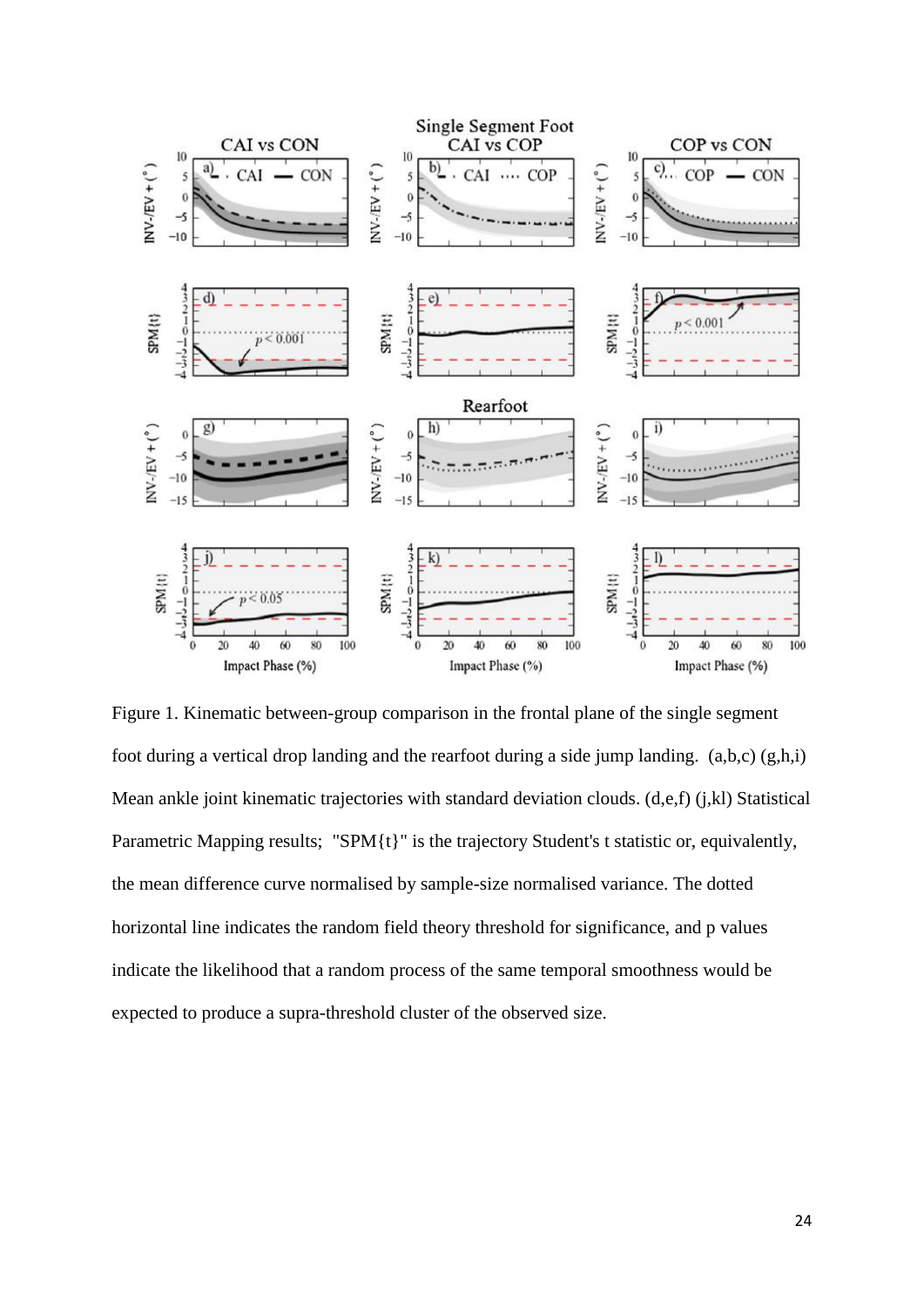Figure 1. Kinematic between-group comparison in the frontal plane of the single segment foot during a vertical drop landing and the rearfoot during a side jump landing. (a,b,c) (g,h,i) Mean ankle joint kinematic trajectories with standard deviation clouds. (d,e,f) (j,kl) Statistical Parametric Mapping results; "SPM{t}" is the trajectory Student's t statistic or, equivalently, the mean difference curve normalised by sample-size normalised variance. The dotted horizontal line indicates the random field theory threshold for significance, and p values indicate the likelihood that a random process of the same temporal smoothness would be expected to produce a supra-threshold cluster of the observed size.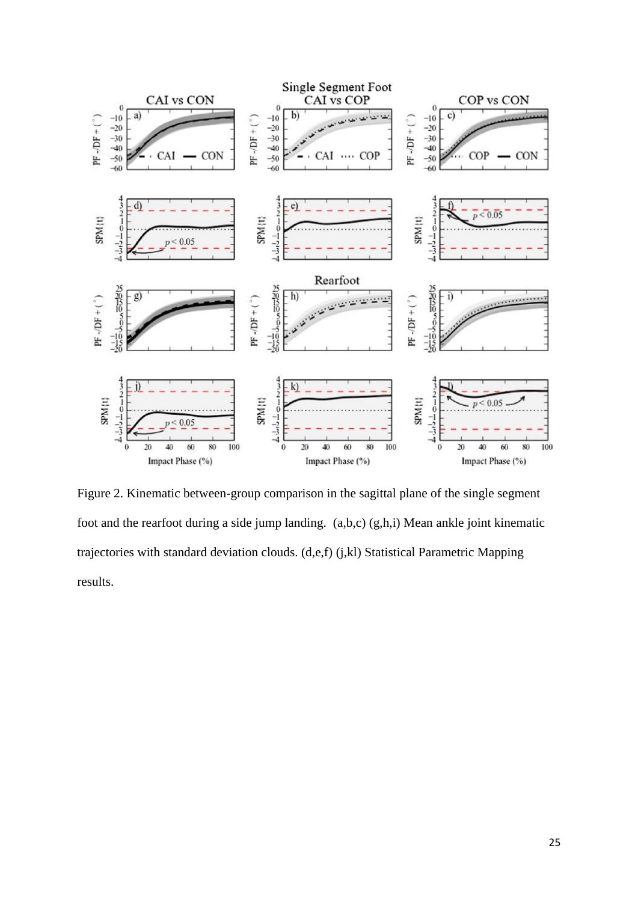Figure 2. Kinematic between-group comparison in the sagittal plane of the single segment foot and the rearfoot during a side jump landing. (a,b,c) (g,h,i) Mean ankle joint kinematic trajectories with standard deviation clouds. (d,e,f) (j,kl) Statistical Parametric Mapping results.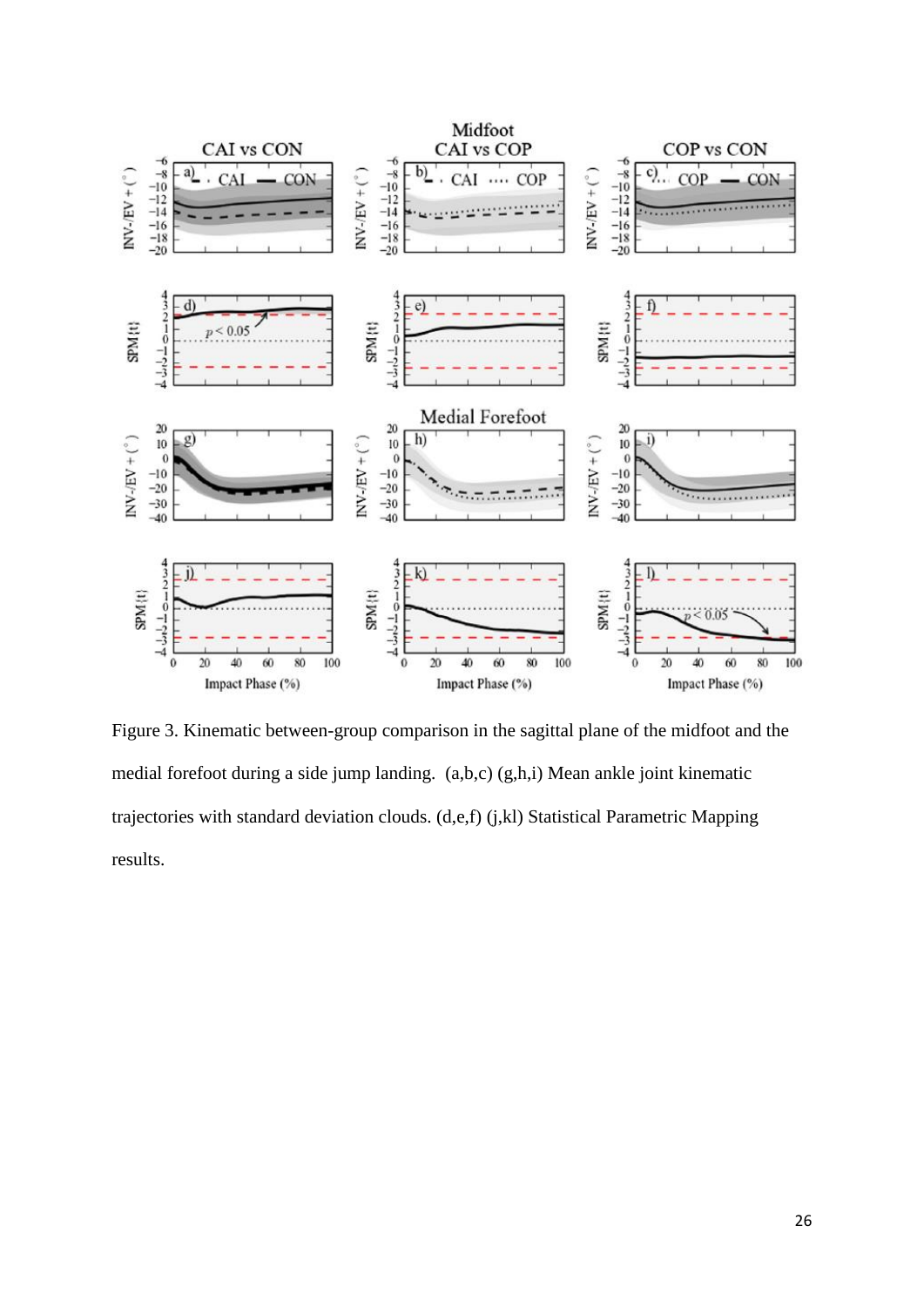Figure 3. Kinematic between-group comparison in the sagittal plane of the midfoot and the medial forefoot during a side jump landing. (a,b,c) (g,h,i) Mean ankle joint kinematic trajectories with standard deviation clouds. (d,e,f) (j,kl) Statistical Parametric Mapping results.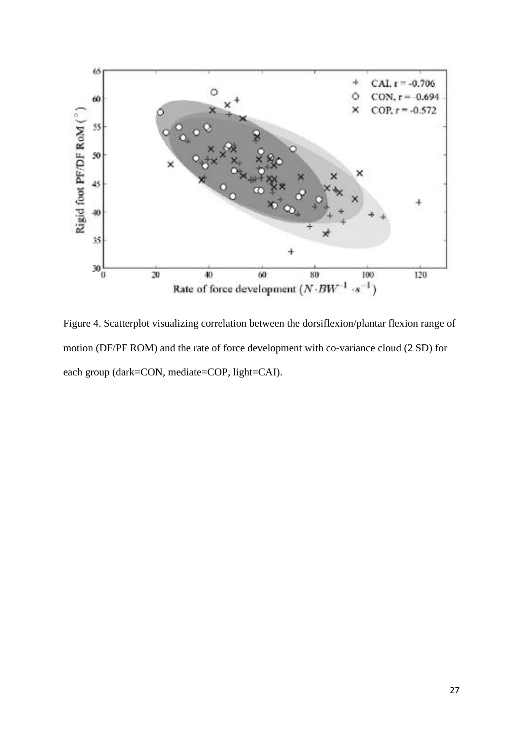Figure 4. Scatterplot visualizing correlation between the dorsiflexion/plantar flexion range of motion (DF/PF ROM) and the rate of force development with co-variance cloud (2 SD) for each group (dark=CON, mediate=COP, light=CAI).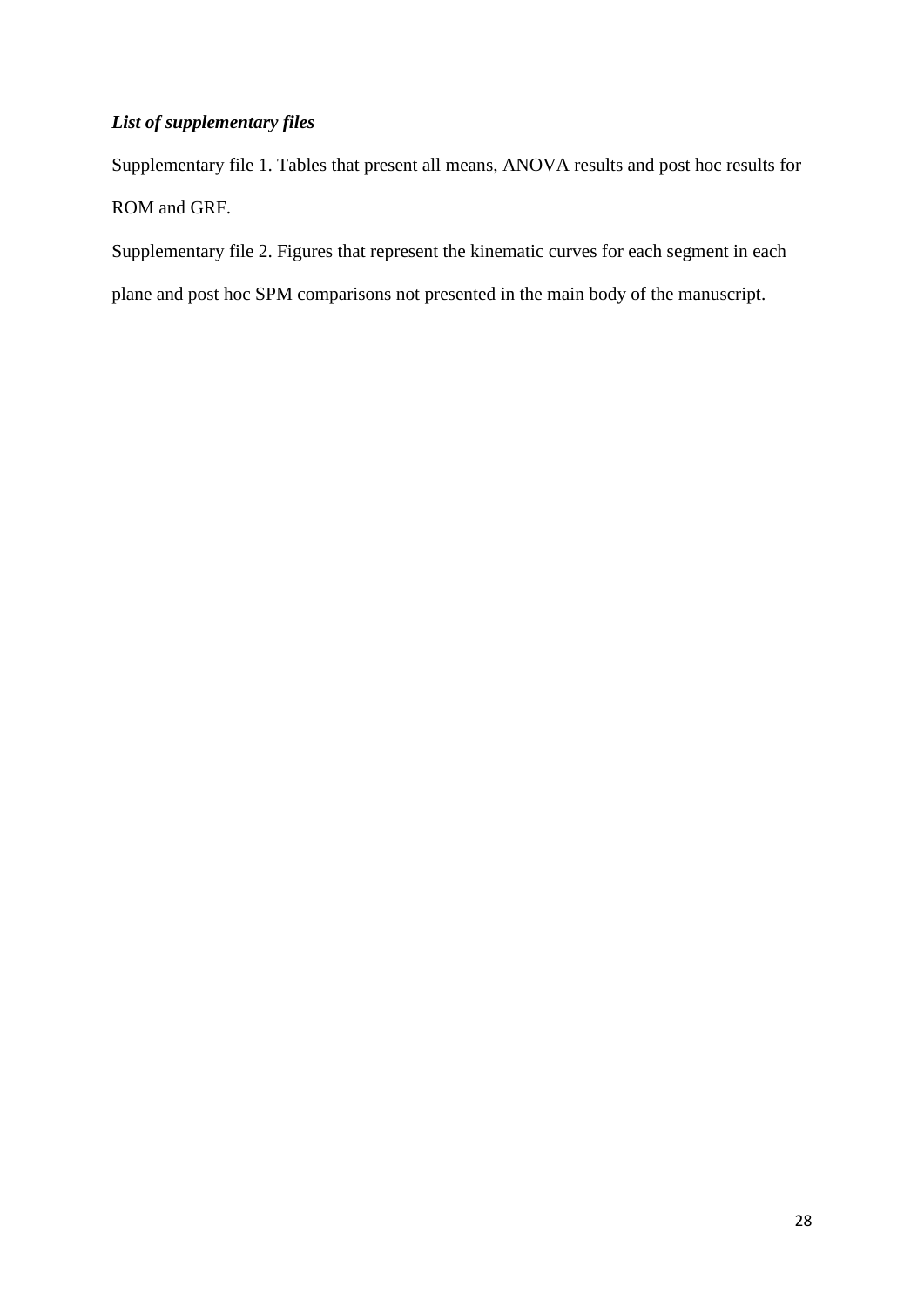### *List of supplementary files*

Supplementary file 1. Tables that present all means, ANOVA results and post hoc results for ROM and GRF.

Supplementary file 2. Figures that represent the kinematic curves for each segment in each plane and post hoc SPM comparisons not presented in the main body of the manuscript.